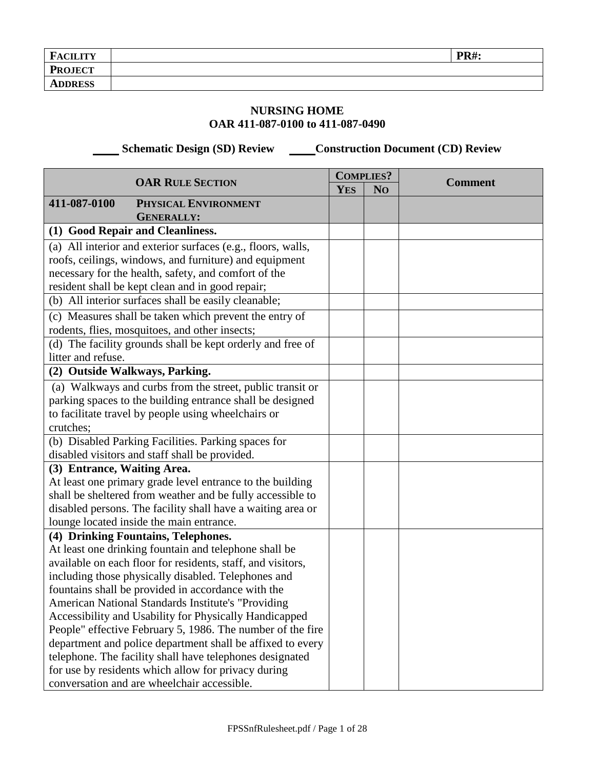| FACILITY | | PR#: |
|---|---|---|
| PROJECT | | |
| ADDRESS | | |

## NURSING HOME
## OAR 411-087-0100 to 411-087-0490

_____ Schematic Design (SD) Review _____ Construction Document (CD) Review

| OAR RULE SECTION | COMPLIES? | | Comment |
|---|---|---|---|
| | YES | NO | |
| **411-087-0100 PHYSICAL ENVIRONMENT GENERALLY:** | | | |
| **(1) Good Repair and Cleanliness.** | | | |
| (a) All interior and exterior surfaces (e.g., floors, walls, roofs, ceilings, windows, and furniture) and equipment necessary for the health, safety, and comfort of the resident shall be kept clean and in good repair; | | | |
| (b) All interior surfaces shall be easily cleanable; | | | |
| (c) Measures shall be taken which prevent the entry of rodents, flies, mosquitoes, and other insects; | | | |
| (d) The facility grounds shall be kept orderly and free of litter and refuse. | | | |
| **(2) Outside Walkways, Parking.** | | | |
| (a) Walkways and curbs from the street, public transit or parking spaces to the building entrance shall be designed to facilitate travel by people using wheelchairs or crutches; | | | |
| (b) Disabled Parking Facilities. Parking spaces for disabled visitors and staff shall be provided. | | | |
| **(3) Entrance, Waiting Area.** At least one primary grade level entrance to the building shall be sheltered from weather and be fully accessible to disabled persons. The facility shall have a waiting area or lounge located inside the main entrance. | | | |
| **(4) Drinking Fountains, Telephones.** At least one drinking fountain and telephone shall be available on each floor for residents, staff, and visitors, including those physically disabled. Telephones and fountains shall be provided in accordance with the American National Standards Institute's "Providing Accessibility and Usability for Physically Handicapped People" effective February 5, 1986. The number of the fire department and police department shall be affixed to every telephone. The facility shall have telephones designated for use by residents which allow for privacy during conversation and are wheelchair accessible. | | | |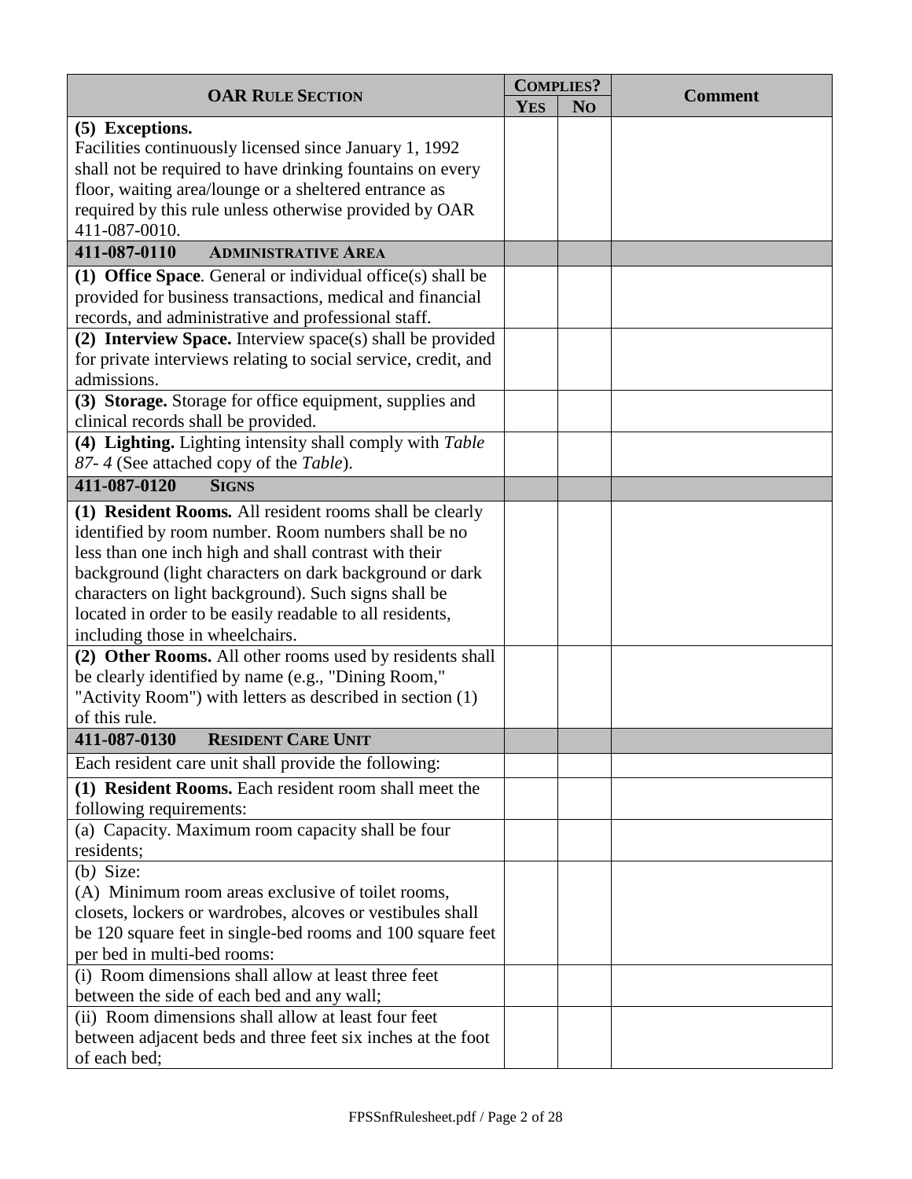| **OAR Rule Section** | **Complies?** | | **Comment** |
|---|---|---|---|
| | **Yes** | **No** | |
| **(5) Exceptions.** Facilities continuously licensed since January 1, 1992 shall not be required to have drinking fountains on every floor, waiting area/lounge or a sheltered entrance as required by this rule unless otherwise provided by OAR 411-087-0010. | | | |
| **411-087-0110 Administrative Area** | | | |
| **(1) Office Space**. General or individual office(s) shall be provided for business transactions, medical and financial records, and administrative and professional staff. | | | |
| **(2) Interview Space.** Interview space(s) shall be provided for private interviews relating to social service, credit, and admissions. | | | |
| **(3) Storage.** Storage for office equipment, supplies and clinical records shall be provided. | | | |
| **(4) Lighting.** Lighting intensity shall comply with *Table 87- 4* (See attached copy of the *Table*). | | | |
| **411-087-0120 Signs** | | | |
| **(1) Resident Rooms.** All resident rooms shall be clearly identified by room number. Room numbers shall be no less than one inch high and shall contrast with their background (light characters on dark background or dark characters on light background). Such signs shall be located in order to be easily readable to all residents, including those in wheelchairs. | | | |
| **(2) Other Rooms.** All other rooms used by residents shall be clearly identified by name (e.g., "Dining Room," "Activity Room") with letters as described in section (1) of this rule. | | | |
| **411-087-0130 Resident Care Unit** | | | |
| Each resident care unit shall provide the following: | | | |
| **(1) Resident Rooms.** Each resident room shall meet the following requirements: | | | |
| (a) Capacity. Maximum room capacity shall be four residents; | | | |
| (b) Size: (A) Minimum room areas exclusive of toilet rooms, closets, lockers or wardrobes, alcoves or vestibules shall be 120 square feet in single-bed rooms and 100 square feet per bed in multi-bed rooms: | | | |
| (i) Room dimensions shall allow at least three feet between the side of each bed and any wall; | | | |
| (ii) Room dimensions shall allow at least four feet between adjacent beds and three feet six inches at the foot of each bed; | | | |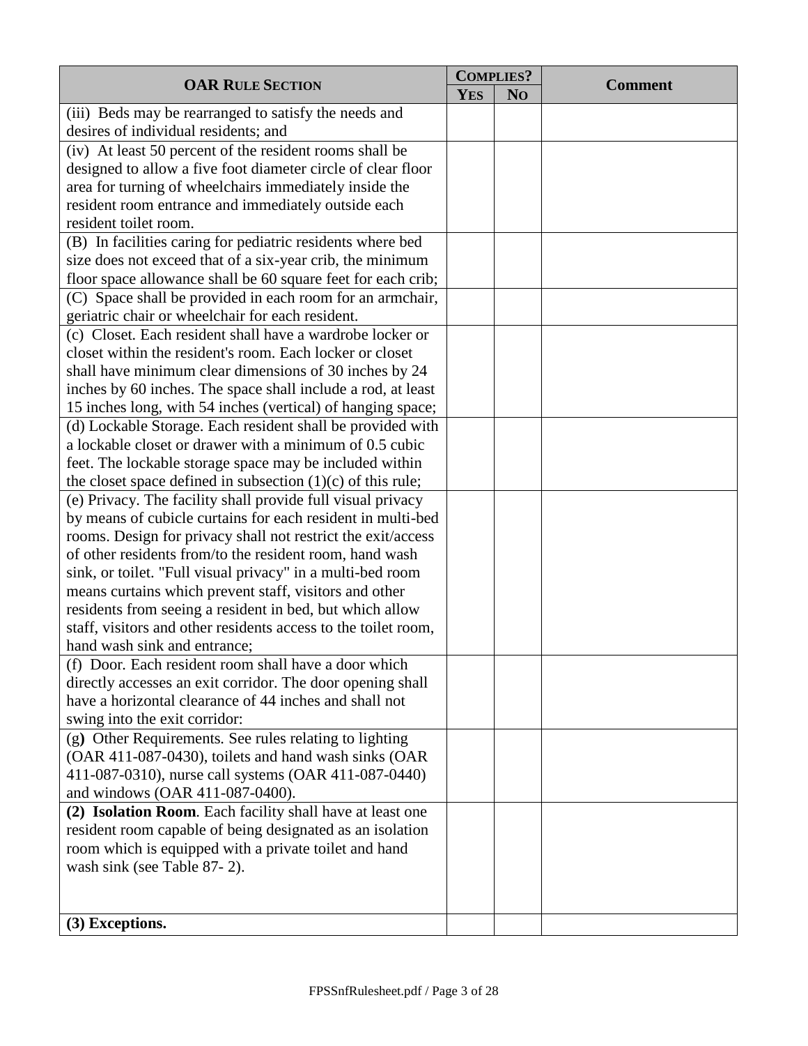| OAR Rule Section | Complies? | | Comment |
|---|---|---|---|
| | Yes | No | |
| (iii) Beds may be rearranged to satisfy the needs and desires of individual residents; and | | | |
| (iv) At least 50 percent of the resident rooms shall be designed to allow a five foot diameter circle of clear floor area for turning of wheelchairs immediately inside the resident room entrance and immediately outside each resident toilet room. | | | |
| (B) In facilities caring for pediatric residents where bed size does not exceed that of a six-year crib, the minimum floor space allowance shall be 60 square feet for each crib; | | | |
| (C) Space shall be provided in each room for an armchair, geriatric chair or wheelchair for each resident. | | | |
| (c) Closet. Each resident shall have a wardrobe locker or closet within the resident's room. Each locker or closet shall have minimum clear dimensions of 30 inches by 24 inches by 60 inches. The space shall include a rod, at least 15 inches long, with 54 inches (vertical) of hanging space; | | | |
| (d) Lockable Storage. Each resident shall be provided with a lockable closet or drawer with a minimum of 0.5 cubic feet. The lockable storage space may be included within the closet space defined in subsection (1)(c) of this rule; | | | |
| (e) Privacy. The facility shall provide full visual privacy by means of cubicle curtains for each resident in multi-bed rooms. Design for privacy shall not restrict the exit/access of other residents from/to the resident room, hand wash sink, or toilet. "Full visual privacy" in a multi-bed room means curtains which prevent staff, visitors and other residents from seeing a resident in bed, but which allow staff, visitors and other residents access to the toilet room, hand wash sink and entrance; | | | |
| (f) Door. Each resident room shall have a door which directly accesses an exit corridor. The door opening shall have a horizontal clearance of 44 inches and shall not swing into the exit corridor: | | | |
| (g**)** Other Requirements. See rules relating to lighting (OAR 411-087-0430), toilets and hand wash sinks (OAR 411-087-0310), nurse call systems (OAR 411-087-0440) and windows (OAR 411-087-0400). | | | |
| **(2) Isolation Room**. Each facility shall have at least one resident room capable of being designated as an isolation room which is equipped with a private toilet and hand wash sink (see Table 87- 2). | | | |
| **(3) Exceptions.** | | | |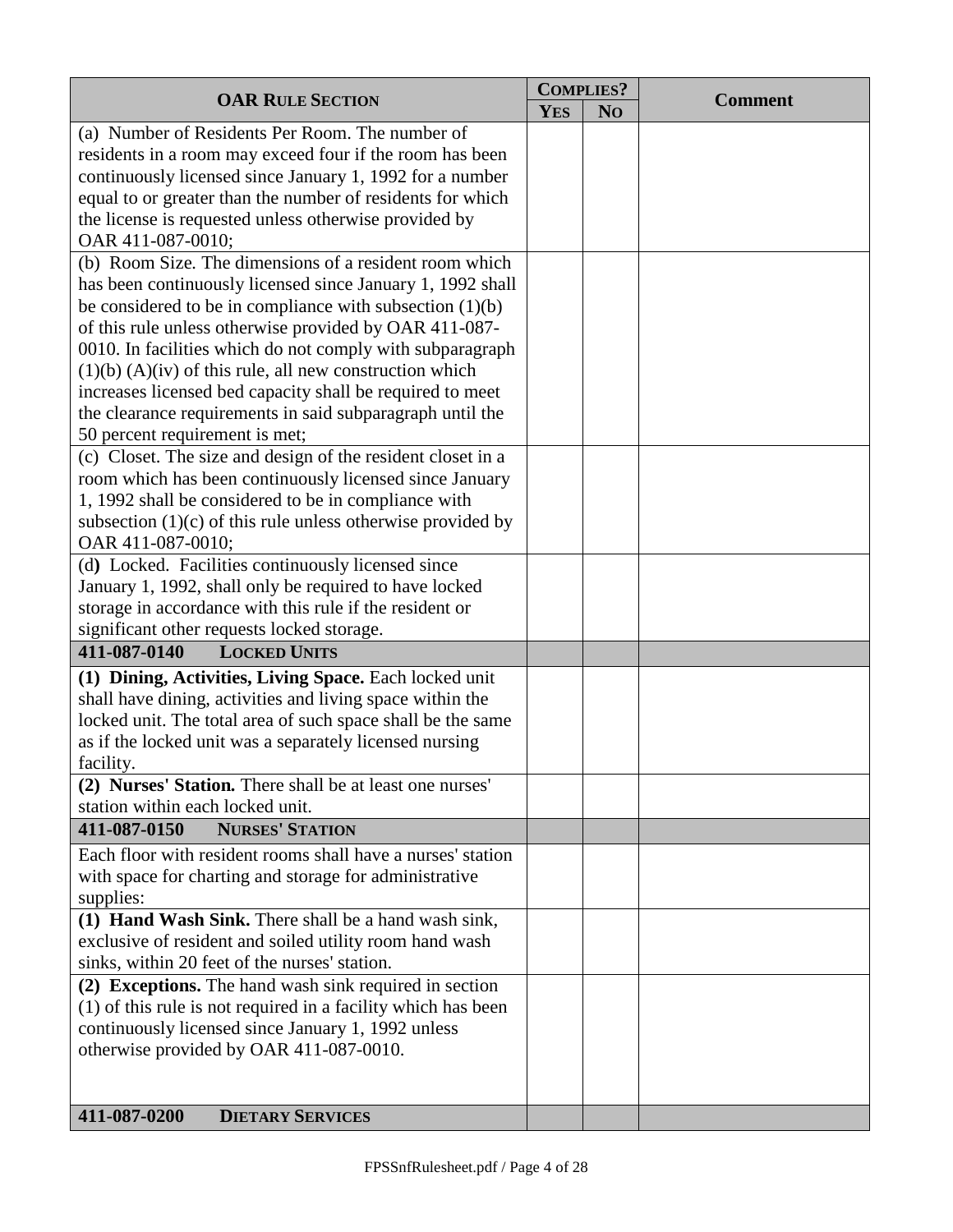| OAR Rule Section | Complies? | | Comment |
|---|---|---|---|
| | Yes | No | |
| (a) Number of Residents Per Room. The number of residents in a room may exceed four if the room has been continuously licensed since January 1, 1992 for a number equal to or greater than the number of residents for which the license is requested unless otherwise provided by OAR 411-087-0010; | | | |
| (b) Room Size. The dimensions of a resident room which has been continuously licensed since January 1, 1992 shall be considered to be in compliance with subsection (1)(b) of this rule unless otherwise provided by OAR 411-087-0010. In facilities which do not comply with subparagraph (1)(b) (A)(iv) of this rule, all new construction which increases licensed bed capacity shall be required to meet the clearance requirements in said subparagraph until the 50 percent requirement is met; | | | |
| (c) Closet. The size and design of the resident closet in a room which has been continuously licensed since January 1, 1992 shall be considered to be in compliance with subsection (1)(c) of this rule unless otherwise provided by OAR 411-087-0010; | | | |
| (d) Locked. Facilities continuously licensed since January 1, 1992, shall only be required to have locked storage in accordance with this rule if the resident or significant other requests locked storage. | | | |
| **411-087-0140 LOCKED UNITS** | | | |
| **(1) Dining, Activities, Living Space.** Each locked unit shall have dining, activities and living space within the locked unit. The total area of such space shall be the same as if the locked unit was a separately licensed nursing facility. | | | |
| **(2) Nurses' Station.** There shall be at least one nurses' station within each locked unit. | | | |
| **411-087-0150 NURSES' STATION** | | | |
| Each floor with resident rooms shall have a nurses' station with space for charting and storage for administrative supplies: | | | |
| **(1) Hand Wash Sink.** There shall be a hand wash sink, exclusive of resident and soiled utility room hand wash sinks, within 20 feet of the nurses' station. | | | |
| **(2) Exceptions.** The hand wash sink required in section (1) of this rule is not required in a facility which has been continuously licensed since January 1, 1992 unless otherwise provided by OAR 411-087-0010. | | | |
| **411-087-0200 DIETARY SERVICES** | | | |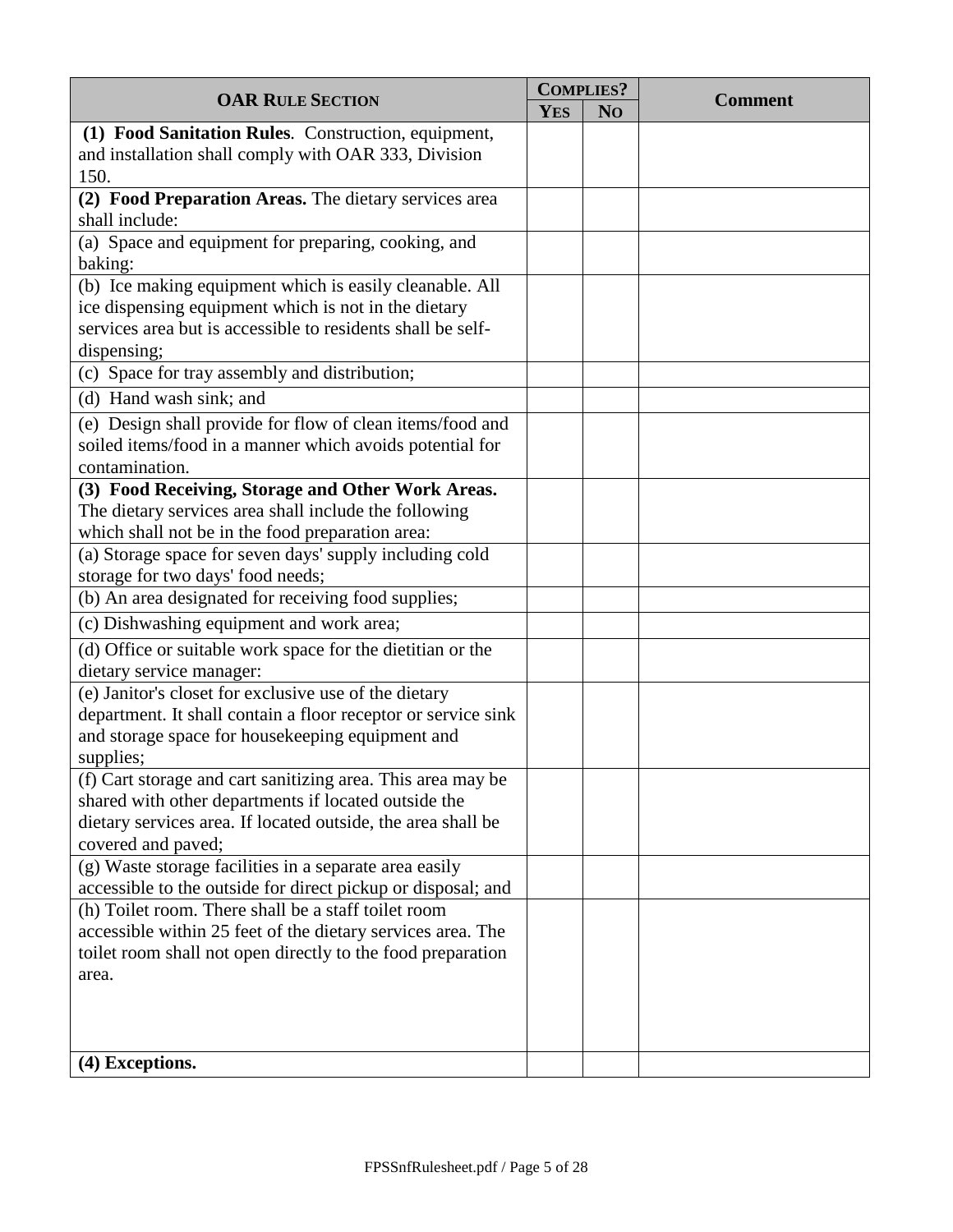| OAR RULE SECTION | COMPLIES? | | Comment |
|---|---|---|---|
| | YES | NO | |
| **(1) Food Sanitation Rules**. Construction, equipment, and installation shall comply with OAR 333, Division 150. | | | |
| **(2) Food Preparation Areas.** The dietary services area shall include: | | | |
| (a) Space and equipment for preparing, cooking, and baking: | | | |
| (b) Ice making equipment which is easily cleanable. All ice dispensing equipment which is not in the dietary services area but is accessible to residents shall be self-dispensing; | | | |
| (c) Space for tray assembly and distribution; | | | |
| (d) Hand wash sink; and | | | |
| (e) Design shall provide for flow of clean items/food and soiled items/food in a manner which avoids potential for contamination. | | | |
| **(3) Food Receiving, Storage and Other Work Areas.** The dietary services area shall include the following which shall not be in the food preparation area: | | | |
| (a) Storage space for seven days' supply including cold storage for two days' food needs; | | | |
| (b) An area designated for receiving food supplies; | | | |
| (c) Dishwashing equipment and work area; | | | |
| (d) Office or suitable work space for the dietitian or the dietary service manager: | | | |
| (e) Janitor's closet for exclusive use of the dietary department. It shall contain a floor receptor or service sink and storage space for housekeeping equipment and supplies; | | | |
| (f) Cart storage and cart sanitizing area. This area may be shared with other departments if located outside the dietary services area. If located outside, the area shall be covered and paved; | | | |
| (g) Waste storage facilities in a separate area easily accessible to the outside for direct pickup or disposal; and | | | |
| (h) Toilet room. There shall be a staff toilet room accessible within 25 feet of the dietary services area. The toilet room shall not open directly to the food preparation area. | | | |
| **(4) Exceptions.** | | | |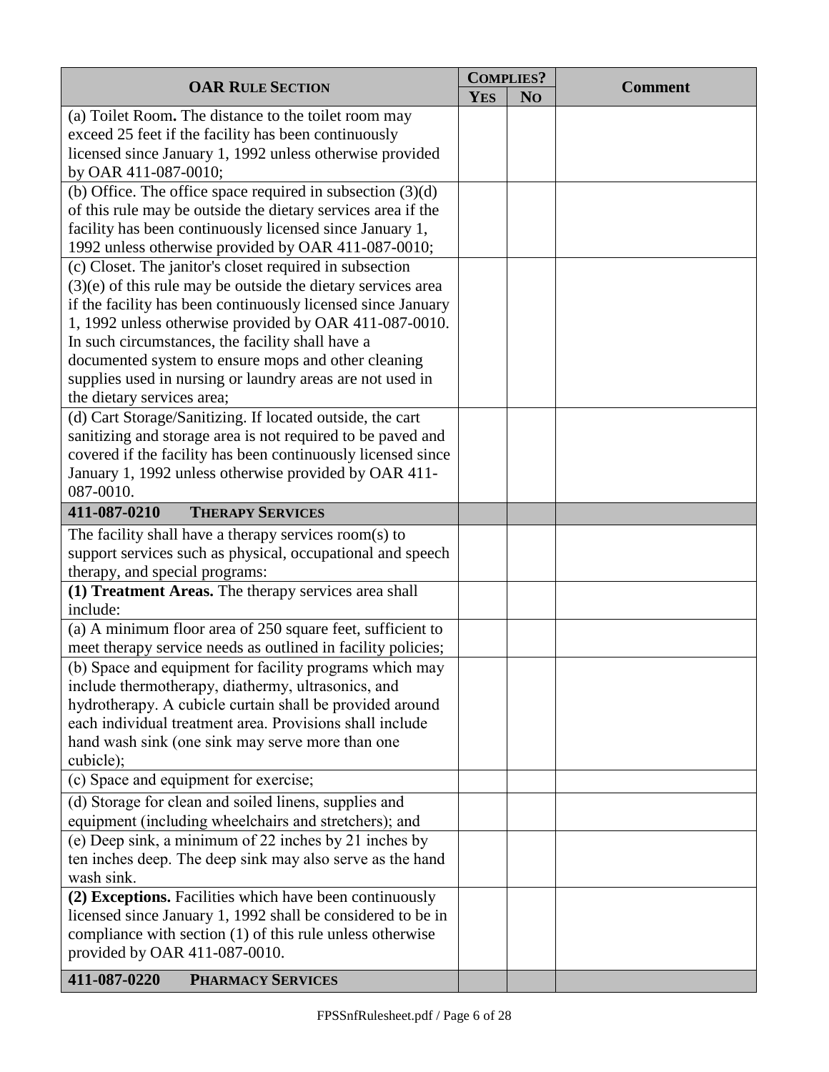| OAR Rule Section | Complies? | | Comment |
|---|---|---|---|
| | Yes | No | |
| (a) Toilet Room**.** The distance to the toilet room may exceed 25 feet if the facility has been continuously licensed since January 1, 1992 unless otherwise provided by OAR 411-087-0010; | | | |
| (b) Office. The office space required in subsection (3)(d) of this rule may be outside the dietary services area if the facility has been continuously licensed since January 1, 1992 unless otherwise provided by OAR 411-087-0010; | | | |
| (c) Closet. The janitor's closet required in subsection (3)(e) of this rule may be outside the dietary services area if the facility has been continuously licensed since January 1, 1992 unless otherwise provided by OAR 411-087-0010. In such circumstances, the facility shall have a documented system to ensure mops and other cleaning supplies used in nursing or laundry areas are not used in the dietary services area; | | | |
| (d) Cart Storage/Sanitizing. If located outside, the cart sanitizing and storage area is not required to be paved and covered if the facility has been continuously licensed since January 1, 1992 unless otherwise provided by OAR 411-087-0010. | | | |
| **411-087-0210 THERAPY SERVICES** | | | |
| The facility shall have a therapy services room(s) to support services such as physical, occupational and speech therapy, and special programs: | | | |
| **(1) Treatment Areas.** The therapy services area shall include: | | | |
| (a) A minimum floor area of 250 square feet, sufficient to meet therapy service needs as outlined in facility policies; | | | |
| (b) Space and equipment for facility programs which may include thermotherapy, diathermy, ultrasonics, and hydrotherapy. A cubicle curtain shall be provided around each individual treatment area. Provisions shall include hand wash sink (one sink may serve more than one cubicle); | | | |
| (c) Space and equipment for exercise; | | | |
| (d) Storage for clean and soiled linens, supplies and equipment (including wheelchairs and stretchers); and | | | |
| (e) Deep sink, a minimum of 22 inches by 21 inches by ten inches deep. The deep sink may also serve as the hand wash sink. | | | |
| **(2) Exceptions.** Facilities which have been continuously licensed since January 1, 1992 shall be considered to be in compliance with section (1) of this rule unless otherwise provided by OAR 411-087-0010. | | | |
| **411-087-0220 PHARMACY SERVICES** | | | |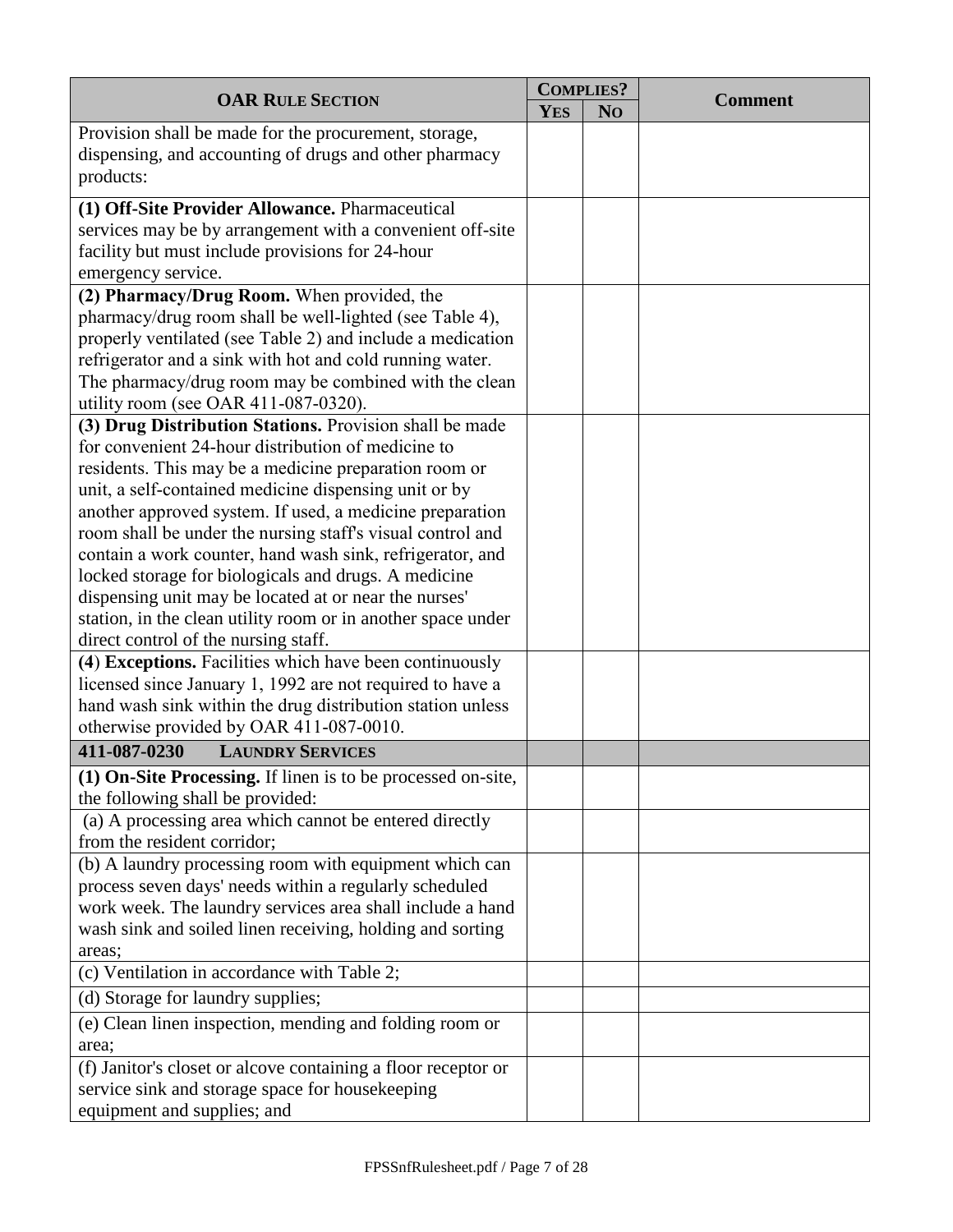| OAR RULE SECTION | COMPLIES? | | Comment |
|---|---|---|---|
| | YES | NO | |
| Provision shall be made for the procurement, storage, dispensing, and accounting of drugs and other pharmacy products: | | | |
| **(1) Off-Site Provider Allowance.** Pharmaceutical services may be by arrangement with a convenient off-site facility but must include provisions for 24-hour emergency service. | | | |
| **(2) Pharmacy/Drug Room.** When provided, the pharmacy/drug room shall be well-lighted (see Table 4), properly ventilated (see Table 2) and include a medication refrigerator and a sink with hot and cold running water. The pharmacy/drug room may be combined with the clean utility room (see OAR 411-087-0320). | | | |
| **(3) Drug Distribution Stations.** Provision shall be made for convenient 24-hour distribution of medicine to residents. This may be a medicine preparation room or unit, a self-contained medicine dispensing unit or by another approved system. If used, a medicine preparation room shall be under the nursing staff's visual control and contain a work counter, hand wash sink, refrigerator, and locked storage for biologicals and drugs. A medicine dispensing unit may be located at or near the nurses' station, in the clean utility room or in another space under direct control of the nursing staff. | | | |
| **(4) Exceptions.** Facilities which have been continuously licensed since January 1, 1992 are not required to have a hand wash sink within the drug distribution station unless otherwise provided by OAR 411-087-0010. | | | |
| **411-087-0230 LAUNDRY SERVICES** | | | |
| **(1) On-Site Processing.** If linen is to be processed on-site, the following shall be provided: | | | |
| (a) A processing area which cannot be entered directly from the resident corridor; | | | |
| (b) A laundry processing room with equipment which can process seven days' needs within a regularly scheduled work week. The laundry services area shall include a hand wash sink and soiled linen receiving, holding and sorting areas; | | | |
| (c) Ventilation in accordance with Table 2; | | | |
| (d) Storage for laundry supplies; | | | |
| (e) Clean linen inspection, mending and folding room or area; | | | |
| (f) Janitor's closet or alcove containing a floor receptor or service sink and storage space for housekeeping equipment and supplies; and | | | |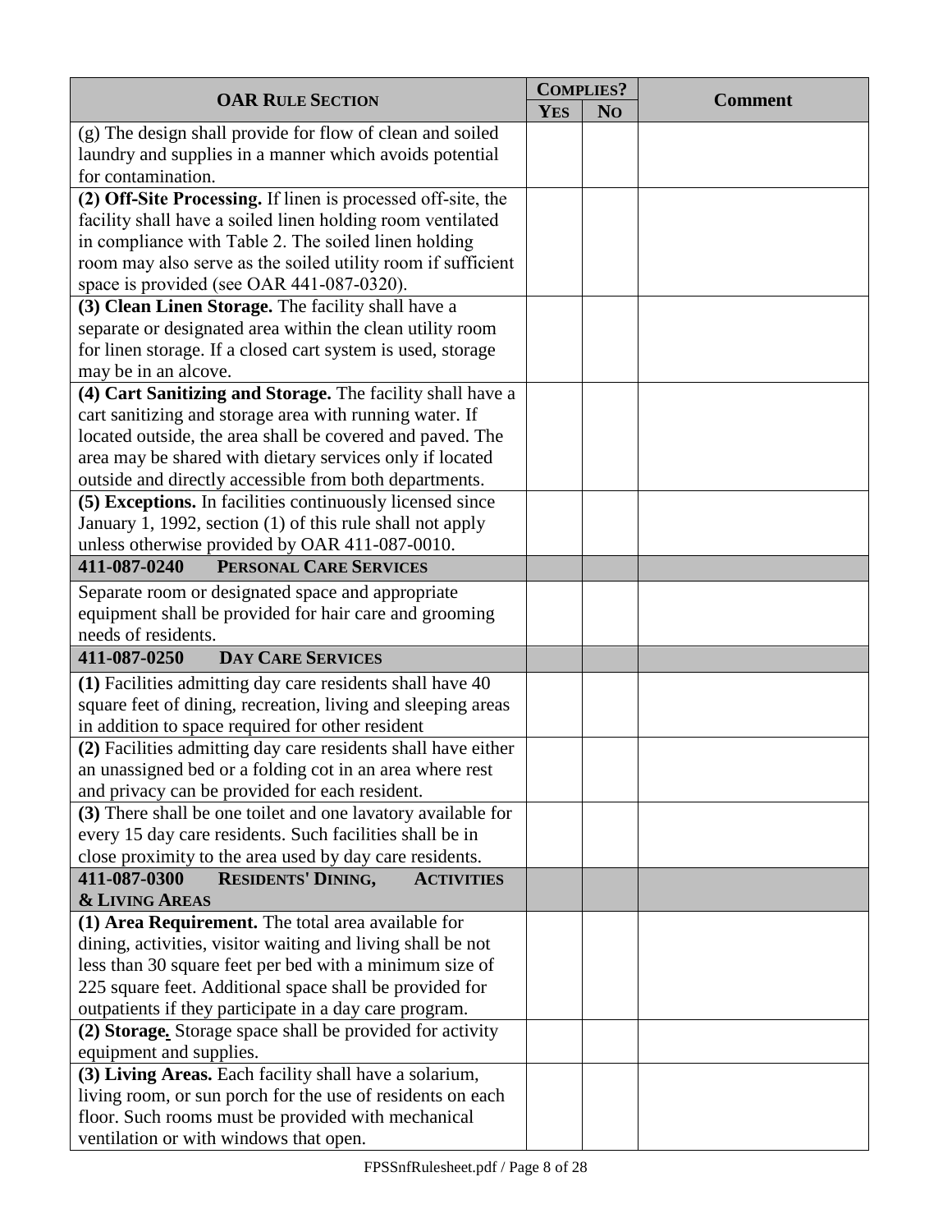| OAR RULE SECTION | COMPLIES? | | Comment |
|---|---|---|---|
| | YES | NO | |
| (g) The design shall provide for flow of clean and soiled laundry and supplies in a manner which avoids potential for contamination. | | | |
| **(2) Off-Site Processing.** If linen is processed off-site, the facility shall have a soiled linen holding room ventilated in compliance with Table 2. The soiled linen holding room may also serve as the soiled utility room if sufficient space is provided (see OAR 441-087-0320). | | | |
| **(3) Clean Linen Storage.** The facility shall have a separate or designated area within the clean utility room for linen storage. If a closed cart system is used, storage may be in an alcove. | | | |
| **(4) Cart Sanitizing and Storage.** The facility shall have a cart sanitizing and storage area with running water. If located outside, the area shall be covered and paved. The area may be shared with dietary services only if located outside and directly accessible from both departments. | | | |
| **(5) Exceptions.** In facilities continuously licensed since January 1, 1992, section (1) of this rule shall not apply unless otherwise provided by OAR 411-087-0010. | | | |
| **411-087-0240 PERSONAL CARE SERVICES** | | | |
| Separate room or designated space and appropriate equipment shall be provided for hair care and grooming needs of residents. | | | |
| **411-087-0250 DAY CARE SERVICES** | | | |
| **(1)** Facilities admitting day care residents shall have 40 square feet of dining, recreation, living and sleeping areas in addition to space required for other resident | | | |
| **(2)** Facilities admitting day care residents shall have either an unassigned bed or a folding cot in an area where rest and privacy can be provided for each resident. | | | |
| **(3)** There shall be one toilet and one lavatory available for every 15 day care residents. Such facilities shall be in close proximity to the area used by day care residents. | | | |
| **411-087-0300 RESIDENTS' DINING, ACTIVITIES & LIVING AREAS** | | | |
| **(1) Area Requirement.** The total area available for dining, activities, visitor waiting and living shall be not less than 30 square feet per bed with a minimum size of 225 square feet. Additional space shall be provided for outpatients if they participate in a day care program. | | | |
| **(2) Storage.** Storage space shall be provided for activity equipment and supplies. | | | |
| **(3) Living Areas.** Each facility shall have a solarium, living room, or sun porch for the use of residents on each floor. Such rooms must be provided with mechanical ventilation or with windows that open. | | | |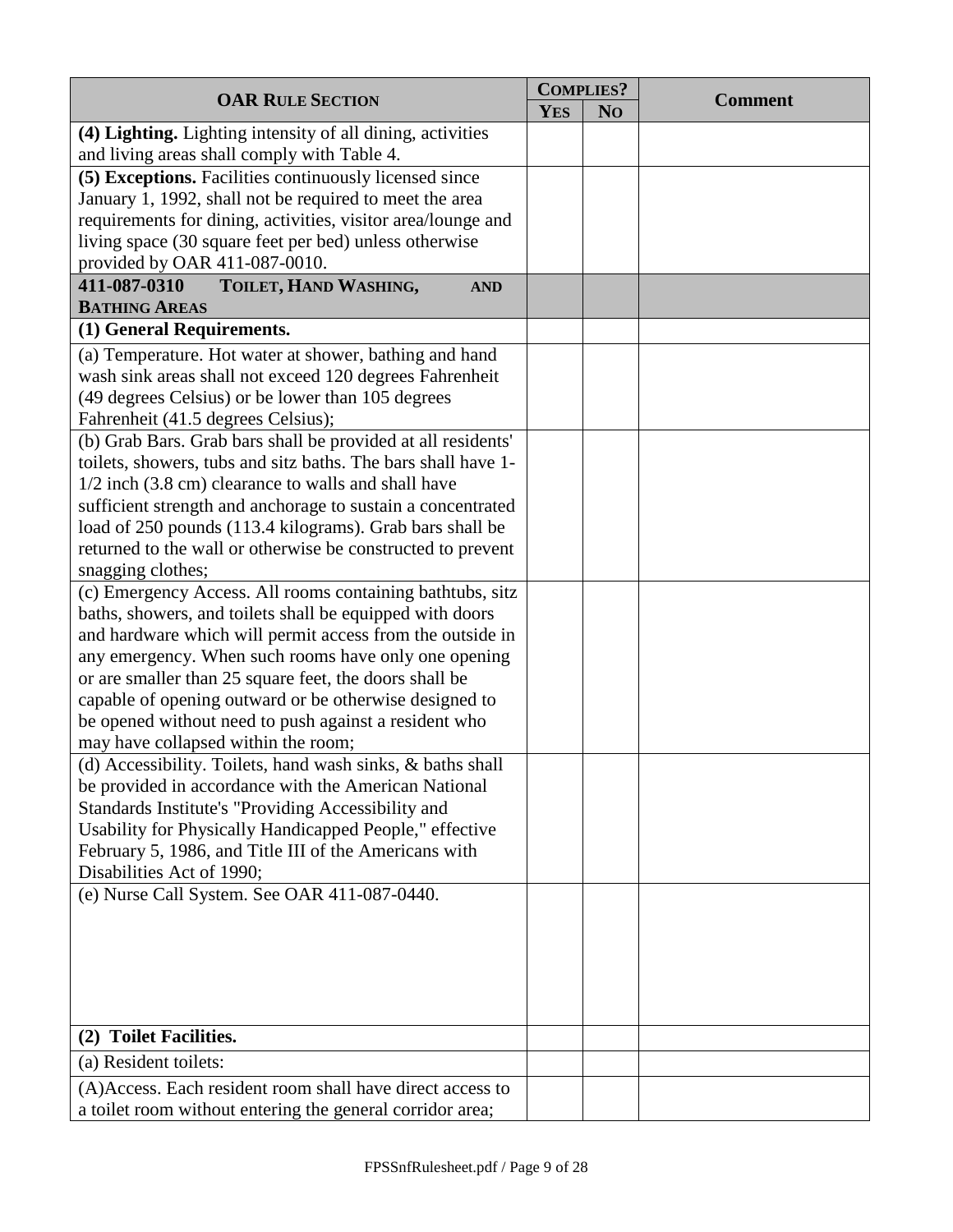| OAR RULE SECTION | COMPLIES? | | Comment |
|---|---|---|---|
| | YES | NO | |
| **(4) Lighting.** Lighting intensity of all dining, activities and living areas shall comply with Table 4. | | | |
| **(5) Exceptions.** Facilities continuously licensed since January 1, 1992, shall not be required to meet the area requirements for dining, activities, visitor area/lounge and living space (30 square feet per bed) unless otherwise provided by OAR 411-087-0010. | | | |
| **411-087-0310 TOILET, HAND WASHING, AND BATHING AREAS** | | | |
| **(1) General Requirements.** | | | |
| (a) Temperature. Hot water at shower, bathing and hand wash sink areas shall not exceed 120 degrees Fahrenheit (49 degrees Celsius) or be lower than 105 degrees Fahrenheit (41.5 degrees Celsius); | | | |
| (b) Grab Bars. Grab bars shall be provided at all residents' toilets, showers, tubs and sitz baths. The bars shall have 1-1/2 inch (3.8 cm) clearance to walls and shall have sufficient strength and anchorage to sustain a concentrated load of 250 pounds (113.4 kilograms). Grab bars shall be returned to the wall or otherwise be constructed to prevent snagging clothes; | | | |
| (c) Emergency Access. All rooms containing bathtubs, sitz baths, showers, and toilets shall be equipped with doors and hardware which will permit access from the outside in any emergency. When such rooms have only one opening or are smaller than 25 square feet, the doors shall be capable of opening outward or be otherwise designed to be opened without need to push against a resident who may have collapsed within the room; | | | |
| (d) Accessibility. Toilets, hand wash sinks, & baths shall be provided in accordance with the American National Standards Institute's "Providing Accessibility and Usability for Physically Handicapped People," effective February 5, 1986, and Title III of the Americans with Disabilities Act of 1990; | | | |
| (e) Nurse Call System. See OAR 411-087-0440. | | | |
| **(2) Toilet Facilities.** | | | |
| (a) Resident toilets: | | | |
| (A)Access. Each resident room shall have direct access to a toilet room without entering the general corridor area; | | | |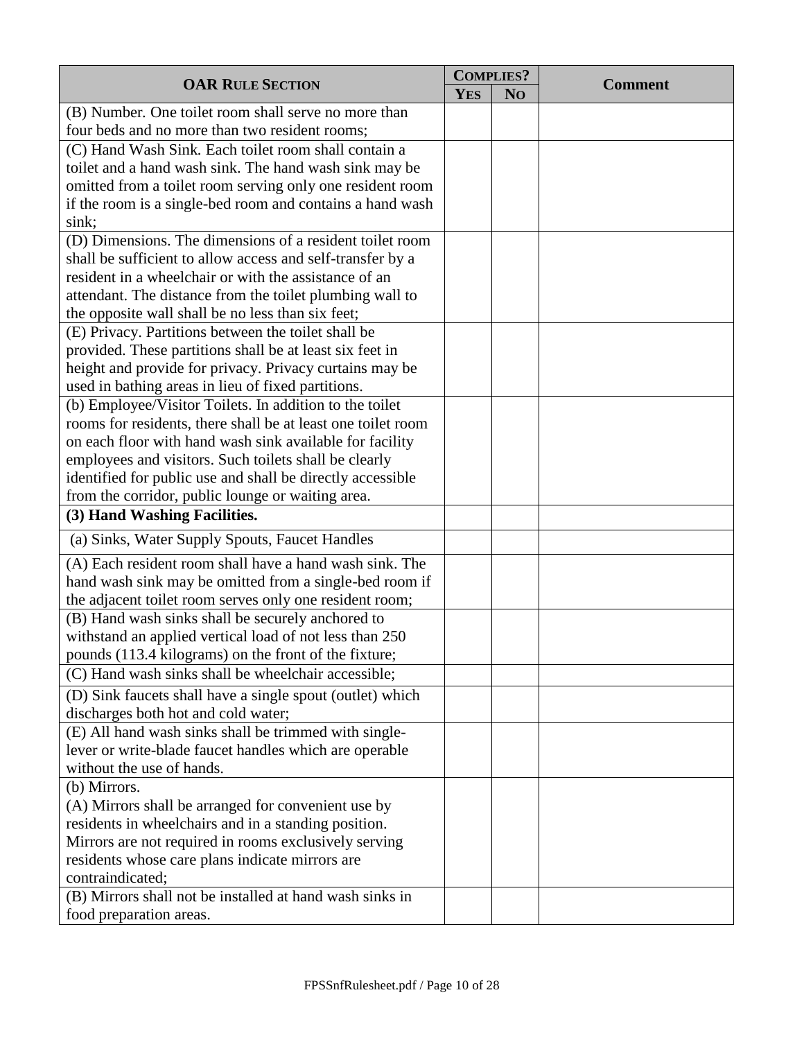| OAR Rule Section | Complies? | | Comment |
|---|---|---|---|
| | Yes | No | |
| (B) Number. One toilet room shall serve no more than four beds and no more than two resident rooms; | | | |
| (C) Hand Wash Sink. Each toilet room shall contain a toilet and a hand wash sink. The hand wash sink may be omitted from a toilet room serving only one resident room if the room is a single-bed room and contains a hand wash sink; | | | |
| (D) Dimensions. The dimensions of a resident toilet room shall be sufficient to allow access and self-transfer by a resident in a wheelchair or with the assistance of an attendant. The distance from the toilet plumbing wall to the opposite wall shall be no less than six feet; | | | |
| (E) Privacy. Partitions between the toilet shall be provided. These partitions shall be at least six feet in height and provide for privacy. Privacy curtains may be used in bathing areas in lieu of fixed partitions. | | | |
| (b) Employee/Visitor Toilets. In addition to the toilet rooms for residents, there shall be at least one toilet room on each floor with hand wash sink available for facility employees and visitors. Such toilets shall be clearly identified for public use and shall be directly accessible from the corridor, public lounge or waiting area. | | | |
| **(3) Hand Washing Facilities.** | | | |
| (a) Sinks, Water Supply Spouts, Faucet Handles | | | |
| (A) Each resident room shall have a hand wash sink. The hand wash sink may be omitted from a single-bed room if the adjacent toilet room serves only one resident room; | | | |
| (B) Hand wash sinks shall be securely anchored to withstand an applied vertical load of not less than 250 pounds (113.4 kilograms) on the front of the fixture; | | | |
| (C) Hand wash sinks shall be wheelchair accessible; | | | |
| (D) Sink faucets shall have a single spout (outlet) which discharges both hot and cold water; | | | |
| (E) All hand wash sinks shall be trimmed with single-lever or write-blade faucet handles which are operable without the use of hands. | | | |
| (b) Mirrors.<br>(A) Mirrors shall be arranged for convenient use by residents in wheelchairs and in a standing position. Mirrors are not required in rooms exclusively serving residents whose care plans indicate mirrors are contraindicated; | | | |
| (B) Mirrors shall not be installed at hand wash sinks in food preparation areas. | | | |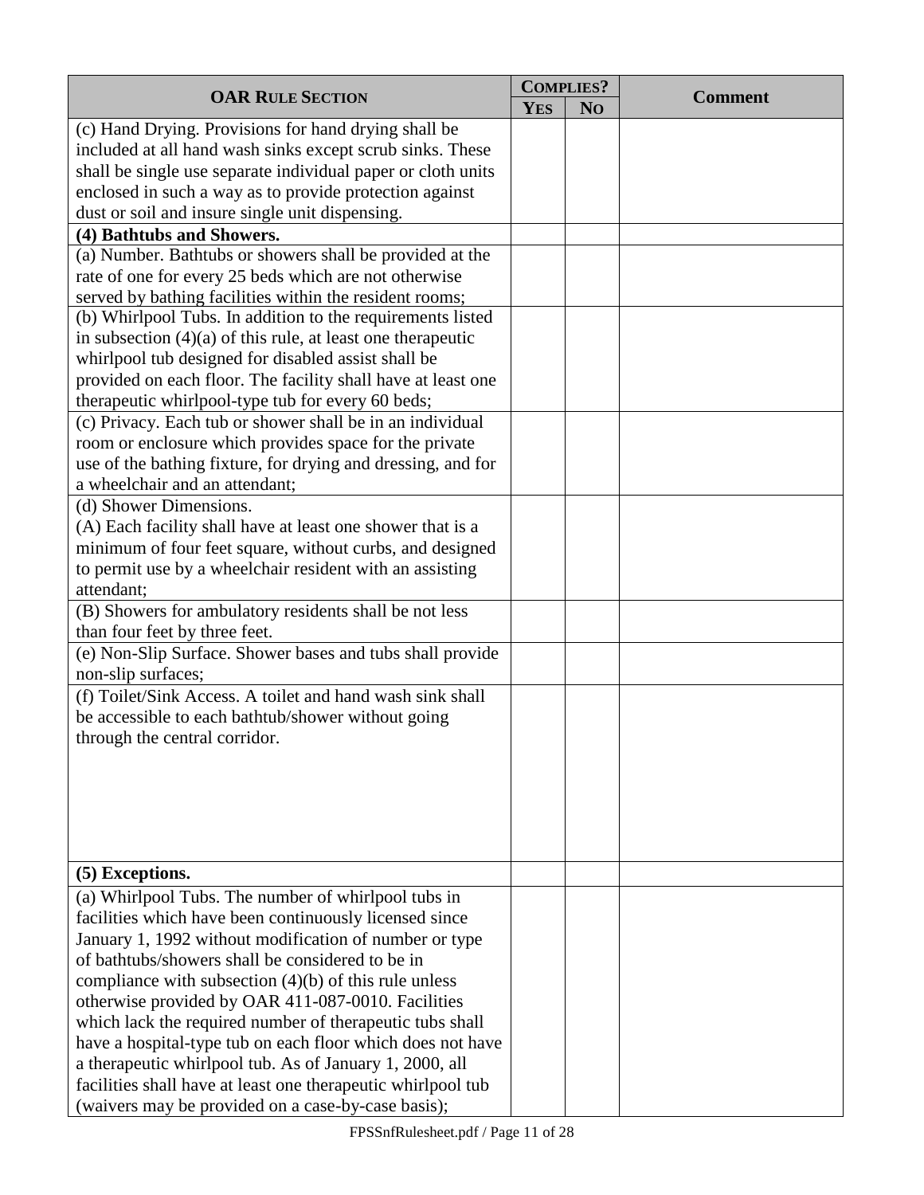| OAR Rule Section | Complies? | | Comment |
|---|---|---|---|
| | Yes | No | |
| (c) Hand Drying. Provisions for hand drying shall be included at all hand wash sinks except scrub sinks. These shall be single use separate individual paper or cloth units enclosed in such a way as to provide protection against dust or soil and insure single unit dispensing. | | | |
| **(4) Bathtubs and Showers.** | | | |
| (a) Number. Bathtubs or showers shall be provided at the rate of one for every 25 beds which are not otherwise served by bathing facilities within the resident rooms; | | | |
| (b) Whirlpool Tubs. In addition to the requirements listed in subsection (4)(a) of this rule, at least one therapeutic whirlpool tub designed for disabled assist shall be provided on each floor. The facility shall have at least one therapeutic whirlpool-type tub for every 60 beds; | | | |
| (c) Privacy. Each tub or shower shall be in an individual room or enclosure which provides space for the private use of the bathing fixture, for drying and dressing, and for a wheelchair and an attendant; | | | |
| (d) Shower Dimensions. (A) Each facility shall have at least one shower that is a minimum of four feet square, without curbs, and designed to permit use by a wheelchair resident with an assisting attendant; | | | |
| (B) Showers for ambulatory residents shall be not less than four feet by three feet. | | | |
| (e) Non-Slip Surface. Shower bases and tubs shall provide non-slip surfaces; | | | |
| (f) Toilet/Sink Access. A toilet and hand wash sink shall be accessible to each bathtub/shower without going through the central corridor. | | | |
| **(5) Exceptions.** | | | |
| (a) Whirlpool Tubs. The number of whirlpool tubs in facilities which have been continuously licensed since January 1, 1992 without modification of number or type of bathtubs/showers shall be considered to be in compliance with subsection (4)(b) of this rule unless otherwise provided by OAR 411-087-0010. Facilities which lack the required number of therapeutic tubs shall have a hospital-type tub on each floor which does not have a therapeutic whirlpool tub. As of January 1, 2000, all facilities shall have at least one therapeutic whirlpool tub (waivers may be provided on a case-by-case basis); | | | |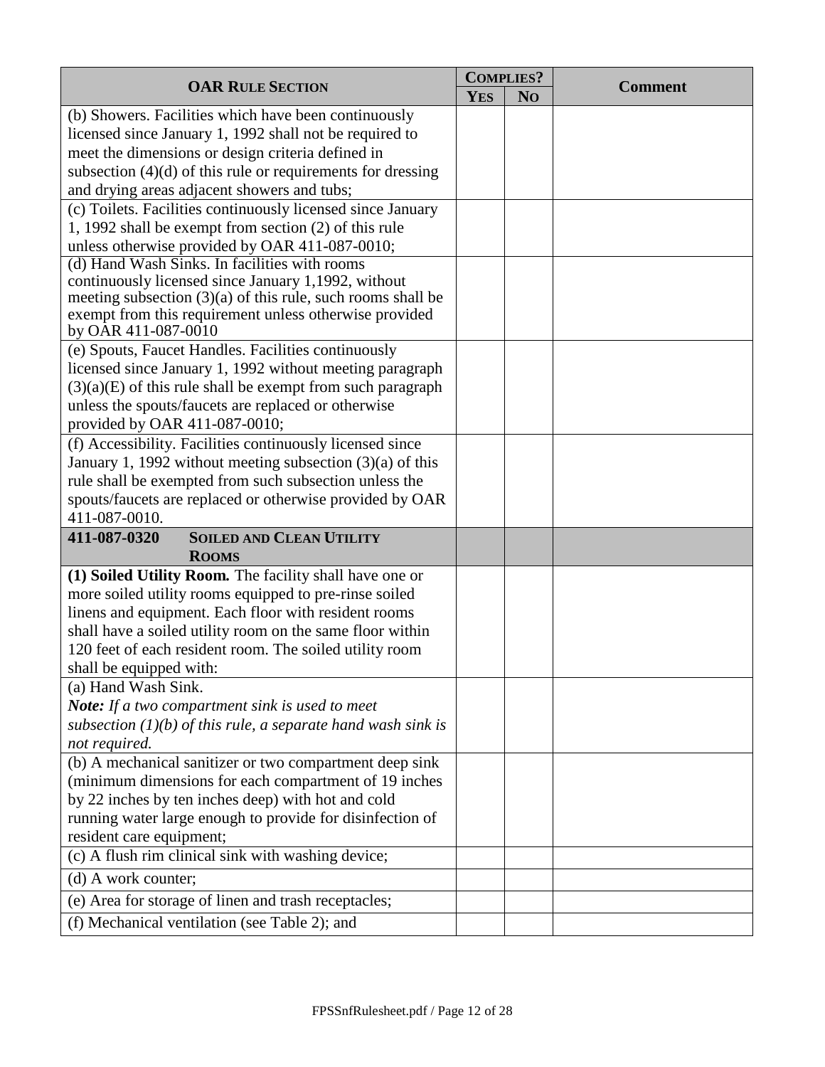| OAR RULE SECTION | COMPLIES? | | Comment |
|---|---|---|---|
| | YES | NO | |
| (b) Showers. Facilities which have been continuously licensed since January 1, 1992 shall not be required to meet the dimensions or design criteria defined in subsection (4)(d) of this rule or requirements for dressing and drying areas adjacent showers and tubs; | | | |
| (c) Toilets. Facilities continuously licensed since January 1, 1992 shall be exempt from section (2) of this rule unless otherwise provided by OAR 411-087-0010; | | | |
| (d) Hand Wash Sinks. In facilities with rooms continuously licensed since January 1,1992, without meeting subsection (3)(a) of this rule, such rooms shall be exempt from this requirement unless otherwise provided by OAR 411-087-0010 | | | |
| (e) Spouts, Faucet Handles. Facilities continuously licensed since January 1, 1992 without meeting paragraph (3)(a)(E) of this rule shall be exempt from such paragraph unless the spouts/faucets are replaced or otherwise provided by OAR 411-087-0010; | | | |
| (f) Accessibility. Facilities continuously licensed since January 1, 1992 without meeting subsection (3)(a) of this rule shall be exempted from such subsection unless the spouts/faucets are replaced or otherwise provided by OAR 411-087-0010. | | | |
| **411-087-0320 SOILED AND CLEAN UTILITY ROOMS** | | | |
| **(1) Soiled Utility Room.** The facility shall have one or more soiled utility rooms equipped to pre-rinse soiled linens and equipment. Each floor with resident rooms shall have a soiled utility room on the same floor within 120 feet of each resident room. The soiled utility room shall be equipped with: | | | |
| (a) Hand Wash Sink.<br>***Note:*** *If a two compartment sink is used to meet subsection (1)(b) of this rule, a separate hand wash sink is not required.* | | | |
| (b) A mechanical sanitizer or two compartment deep sink (minimum dimensions for each compartment of 19 inches by 22 inches by ten inches deep) with hot and cold running water large enough to provide for disinfection of resident care equipment; | | | |
| (c) A flush rim clinical sink with washing device; | | | |
| (d) A work counter; | | | |
| (e) Area for storage of linen and trash receptacles; | | | |
| (f) Mechanical ventilation (see Table 2); and | | | |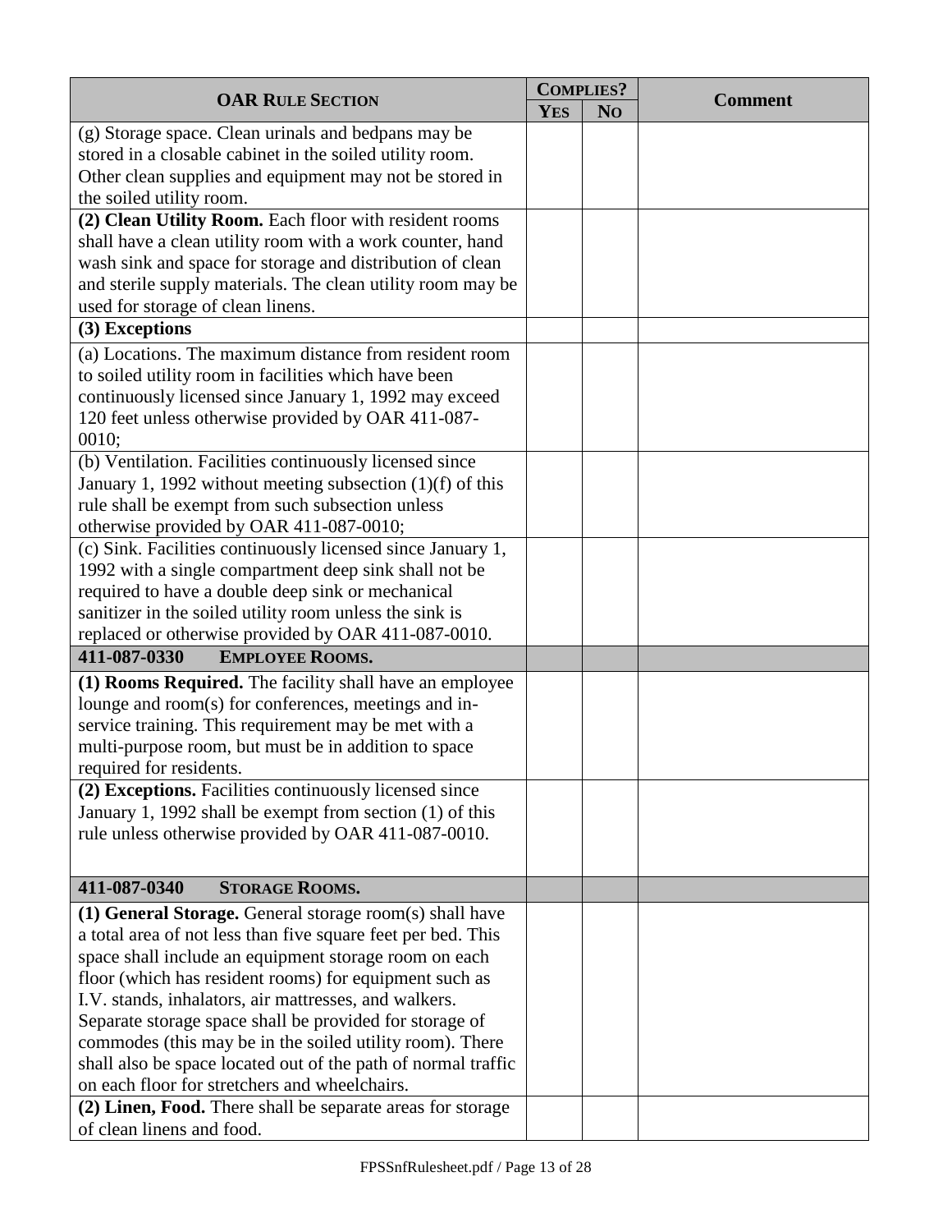| OAR RULE SECTION | COMPLIES? | | Comment |
|---|---|---|---|
| | YES | NO | |
| (g) Storage space. Clean urinals and bedpans may be stored in a closable cabinet in the soiled utility room. Other clean supplies and equipment may not be stored in the soiled utility room. | | | |
| **(2) Clean Utility Room.** Each floor with resident rooms shall have a clean utility room with a work counter, hand wash sink and space for storage and distribution of clean and sterile supply materials. The clean utility room may be used for storage of clean linens. | | | |
| **(3) Exceptions** | | | |
| (a) Locations. The maximum distance from resident room to soiled utility room in facilities which have been continuously licensed since January 1, 1992 may exceed 120 feet unless otherwise provided by OAR 411-087-0010; | | | |
| (b) Ventilation. Facilities continuously licensed since January 1, 1992 without meeting subsection (1)(f) of this rule shall be exempt from such subsection unless otherwise provided by OAR 411-087-0010; | | | |
| (c) Sink. Facilities continuously licensed since January 1, 1992 with a single compartment deep sink shall not be required to have a double deep sink or mechanical sanitizer in the soiled utility room unless the sink is replaced or otherwise provided by OAR 411-087-0010. | | | |
| **411-087-0330 EMPLOYEE ROOMS.** | | | |
| **(1) Rooms Required.** The facility shall have an employee lounge and room(s) for conferences, meetings and in-service training. This requirement may be met with a multi-purpose room, but must be in addition to space required for residents. | | | |
| **(2) Exceptions.** Facilities continuously licensed since January 1, 1992 shall be exempt from section (1) of this rule unless otherwise provided by OAR 411-087-0010. | | | |
| **411-087-0340 STORAGE ROOMS.** | | | |
| **(1) General Storage.** General storage room(s) shall have a total area of not less than five square feet per bed. This space shall include an equipment storage room on each floor (which has resident rooms) for equipment such as I.V. stands, inhalators, air mattresses, and walkers. Separate storage space shall be provided for storage of commodes (this may be in the soiled utility room). There shall also be space located out of the path of normal traffic on each floor for stretchers and wheelchairs. | | | |
| **(2) Linen, Food.** There shall be separate areas for storage of clean linens and food. | | | |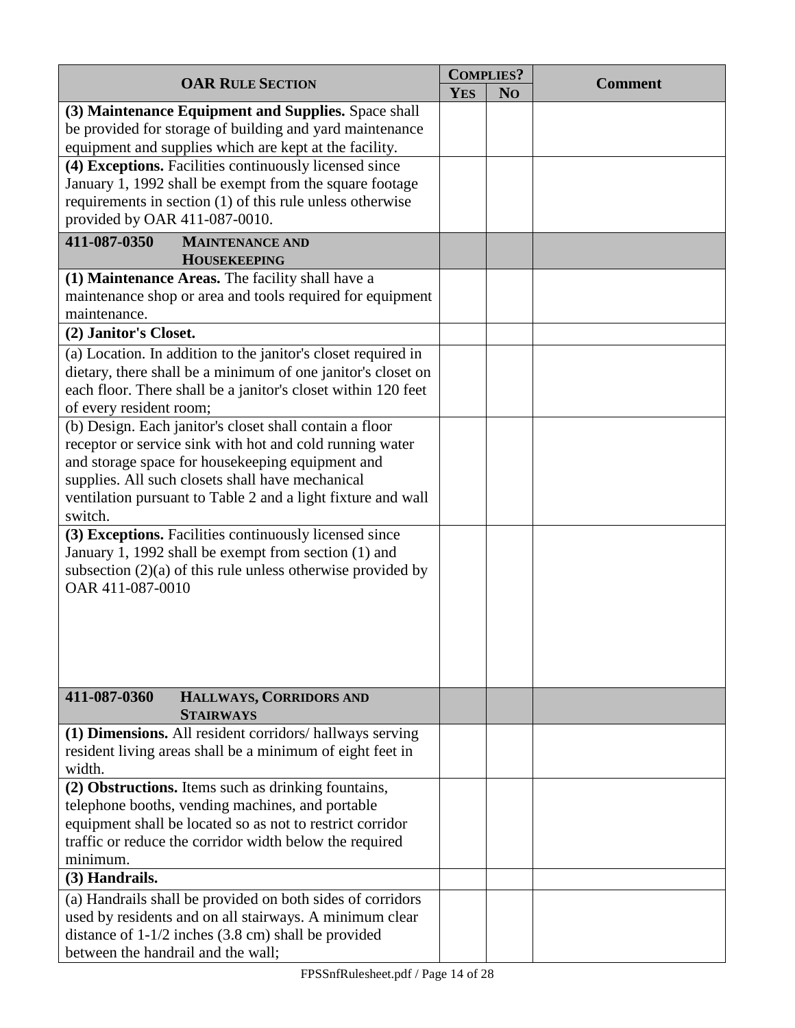| OAR RULE SECTION | COMPLIES? | | Comment |
|---|---|---|---|
| | YES | NO | |
| **(3) Maintenance Equipment and Supplies.** Space shall be provided for storage of building and yard maintenance equipment and supplies which are kept at the facility. | | | |
| **(4) Exceptions.** Facilities continuously licensed since January 1, 1992 shall be exempt from the square footage requirements in section (1) of this rule unless otherwise provided by OAR 411-087-0010. | | | |
| **411-087-0350 MAINTENANCE AND HOUSEKEEPING** | | | |
| **(1) Maintenance Areas.** The facility shall have a maintenance shop or area and tools required for equipment maintenance. | | | |
| **(2) Janitor's Closet.** | | | |
| (a) Location. In addition to the janitor's closet required in dietary, there shall be a minimum of one janitor's closet on each floor. There shall be a janitor's closet within 120 feet of every resident room; | | | |
| (b) Design. Each janitor's closet shall contain a floor receptor or service sink with hot and cold running water and storage space for housekeeping equipment and supplies. All such closets shall have mechanical ventilation pursuant to Table 2 and a light fixture and wall switch. | | | |
| **(3) Exceptions.** Facilities continuously licensed since January 1, 1992 shall be exempt from section (1) and subsection (2)(a) of this rule unless otherwise provided by OAR 411-087-0010 | | | |
| **411-087-0360 HALLWAYS, CORRIDORS AND STAIRWAYS** | | | |
| **(1) Dimensions.** All resident corridors/ hallways serving resident living areas shall be a minimum of eight feet in width. | | | |
| **(2) Obstructions.** Items such as drinking fountains, telephone booths, vending machines, and portable equipment shall be located so as not to restrict corridor traffic or reduce the corridor width below the required minimum. | | | |
| **(3) Handrails.** | | | |
| (a) Handrails shall be provided on both sides of corridors used by residents and on all stairways. A minimum clear distance of 1-1/2 inches (3.8 cm) shall be provided between the handrail and the wall; | | | |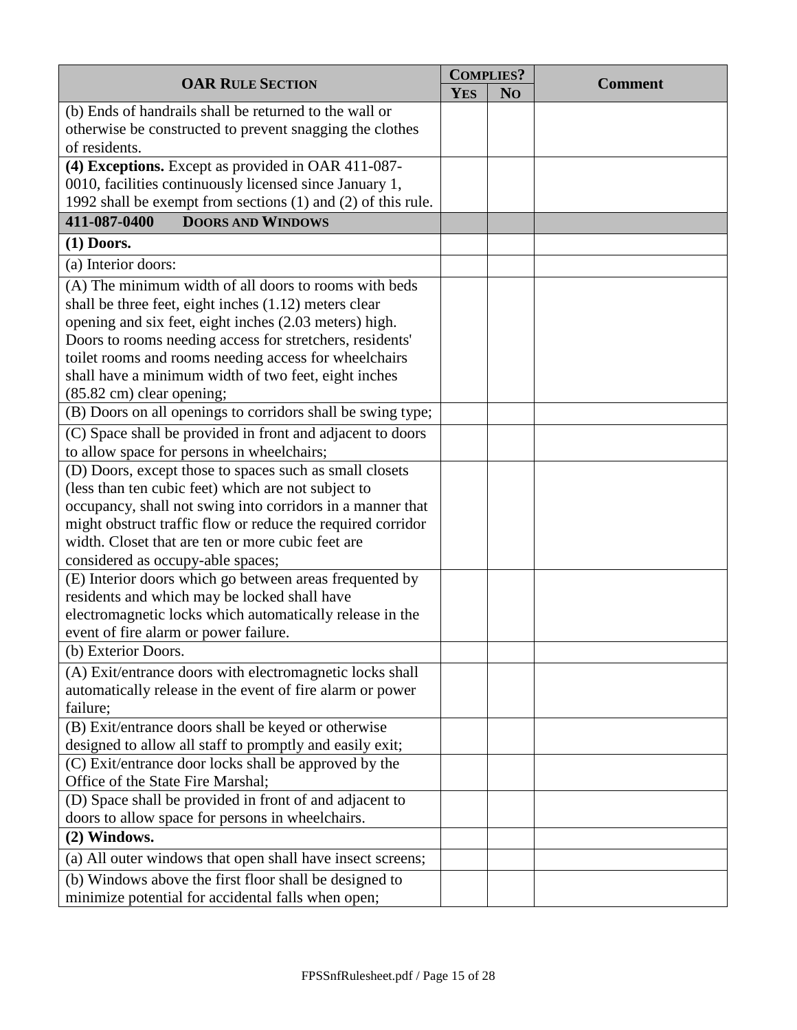| OAR Rule Section | Complies? | | Comment |
|---|---|---|---|
| | Yes | No | |
| (b) Ends of handrails shall be returned to the wall or otherwise be constructed to prevent snagging the clothes of residents. | | | |
| **(4) Exceptions.** Except as provided in OAR 411-087-0010, facilities continuously licensed since January 1, 1992 shall be exempt from sections (1) and (2) of this rule. | | | |
| **411-087-0400 Doors and Windows** | | | |
| **(1) Doors.** | | | |
| (a) Interior doors: | | | |
| (A) The minimum width of all doors to rooms with beds shall be three feet, eight inches (1.12) meters clear opening and six feet, eight inches (2.03 meters) high. Doors to rooms needing access for stretchers, residents' toilet rooms and rooms needing access for wheelchairs shall have a minimum width of two feet, eight inches (85.82 cm) clear opening; | | | |
| (B) Doors on all openings to corridors shall be swing type; | | | |
| (C) Space shall be provided in front and adjacent to doors to allow space for persons in wheelchairs; | | | |
| (D) Doors, except those to spaces such as small closets (less than ten cubic feet) which are not subject to occupancy, shall not swing into corridors in a manner that might obstruct traffic flow or reduce the required corridor width. Closet that are ten or more cubic feet are considered as occupy-able spaces; | | | |
| (E) Interior doors which go between areas frequented by residents and which may be locked shall have electromagnetic locks which automatically release in the event of fire alarm or power failure. | | | |
| (b) Exterior Doors. | | | |
| (A) Exit/entrance doors with electromagnetic locks shall automatically release in the event of fire alarm or power failure; | | | |
| (B) Exit/entrance doors shall be keyed or otherwise designed to allow all staff to promptly and easily exit; | | | |
| (C) Exit/entrance door locks shall be approved by the Office of the State Fire Marshal; | | | |
| (D) Space shall be provided in front of and adjacent to doors to allow space for persons in wheelchairs. | | | |
| **(2) Windows.** | | | |
| (a) All outer windows that open shall have insect screens; | | | |
| (b) Windows above the first floor shall be designed to minimize potential for accidental falls when open; | | | |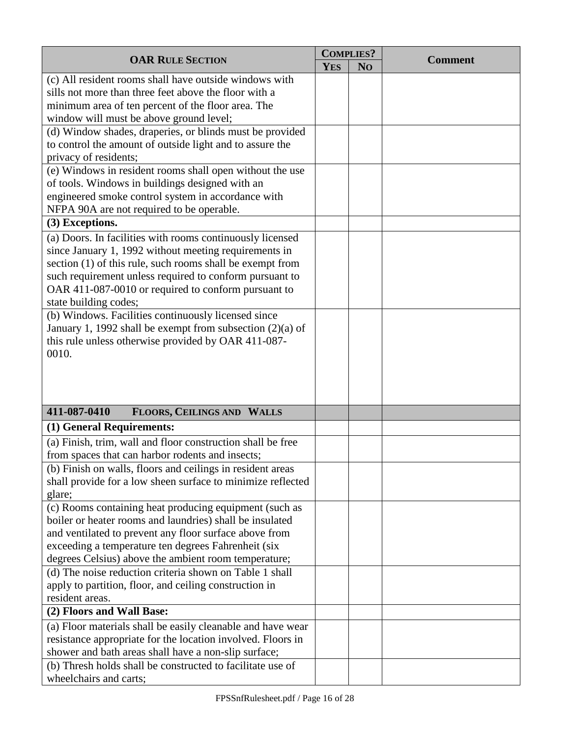| OAR RULE SECTION | COMPLIES? | | Comment |
|---|---|---|---|
| | YES | NO | |
| (c) All resident rooms shall have outside windows with sills not more than three feet above the floor with a minimum area of ten percent of the floor area. The window will must be above ground level; | | | |
| (d) Window shades, draperies, or blinds must be provided to control the amount of outside light and to assure the privacy of residents; | | | |
| (e) Windows in resident rooms shall open without the use of tools. Windows in buildings designed with an engineered smoke control system in accordance with NFPA 90A are not required to be operable. | | | |
| **(3) Exceptions.** | | | |
| (a) Doors. In facilities with rooms continuously licensed since January 1, 1992 without meeting requirements in section (1) of this rule, such rooms shall be exempt from such requirement unless required to conform pursuant to OAR 411-087-0010 or required to conform pursuant to state building codes; | | | |
| (b) Windows. Facilities continuously licensed since January 1, 1992 shall be exempt from subsection (2)(a) of this rule unless otherwise provided by OAR 411-087-0010. | | | |
| **411-087-0410 FLOORS, CEILINGS AND WALLS** | | | |
| **(1) General Requirements:** | | | |
| (a) Finish, trim, wall and floor construction shall be free from spaces that can harbor rodents and insects; | | | |
| (b) Finish on walls, floors and ceilings in resident areas shall provide for a low sheen surface to minimize reflected glare; | | | |
| (c) Rooms containing heat producing equipment (such as boiler or heater rooms and laundries) shall be insulated and ventilated to prevent any floor surface above from exceeding a temperature ten degrees Fahrenheit (six degrees Celsius) above the ambient room temperature; | | | |
| (d) The noise reduction criteria shown on Table 1 shall apply to partition, floor, and ceiling construction in resident areas. | | | |
| **(2) Floors and Wall Base:** | | | |
| (a) Floor materials shall be easily cleanable and have wear resistance appropriate for the location involved. Floors in shower and bath areas shall have a non-slip surface; | | | |
| (b) Thresh holds shall be constructed to facilitate use of wheelchairs and carts; | | | |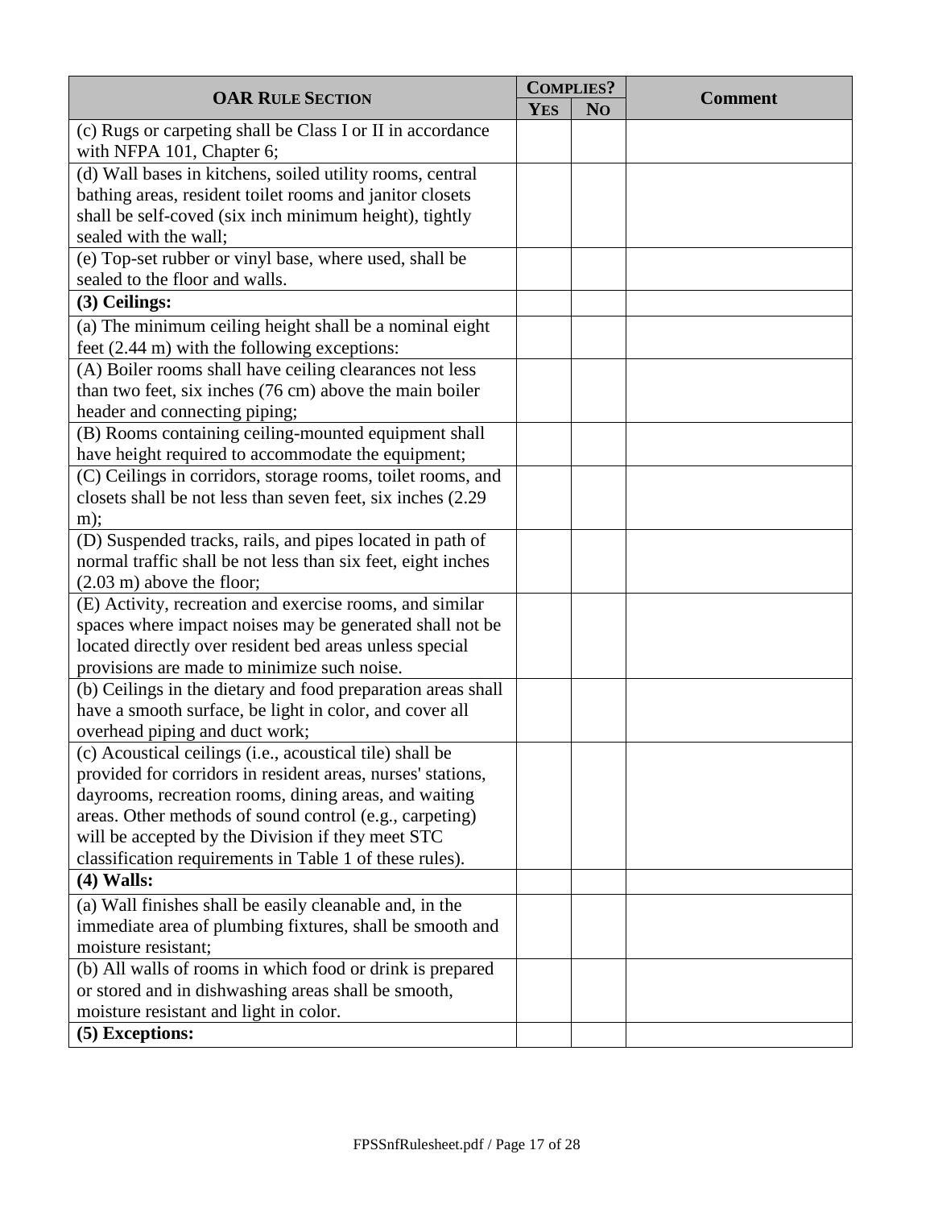| OAR RULE SECTION | COMPLIES? | | Comment |
|---|---|---|---|
| | YES | NO | |
| (c) Rugs or carpeting shall be Class I or II in accordance with NFPA 101, Chapter 6; | | | |
| (d) Wall bases in kitchens, soiled utility rooms, central bathing areas, resident toilet rooms and janitor closets shall be self-coved (six inch minimum height), tightly sealed with the wall; | | | |
| (e) Top-set rubber or vinyl base, where used, shall be sealed to the floor and walls. | | | |
| **(3) Ceilings:** | | | |
| (a) The minimum ceiling height shall be a nominal eight feet (2.44 m) with the following exceptions: | | | |
| (A) Boiler rooms shall have ceiling clearances not less than two feet, six inches (76 cm) above the main boiler header and connecting piping; | | | |
| (B) Rooms containing ceiling-mounted equipment shall have height required to accommodate the equipment; | | | |
| (C) Ceilings in corridors, storage rooms, toilet rooms, and closets shall be not less than seven feet, six inches (2.29 m); | | | |
| (D) Suspended tracks, rails, and pipes located in path of normal traffic shall be not less than six feet, eight inches (2.03 m) above the floor; | | | |
| (E) Activity, recreation and exercise rooms, and similar spaces where impact noises may be generated shall not be located directly over resident bed areas unless special provisions are made to minimize such noise. | | | |
| (b) Ceilings in the dietary and food preparation areas shall have a smooth surface, be light in color, and cover all overhead piping and duct work; | | | |
| (c) Acoustical ceilings (i.e., acoustical tile) shall be provided for corridors in resident areas, nurses' stations, dayrooms, recreation rooms, dining areas, and waiting areas. Other methods of sound control (e.g., carpeting) will be accepted by the Division if they meet STC classification requirements in Table 1 of these rules). | | | |
| **(4) Walls:** | | | |
| (a) Wall finishes shall be easily cleanable and, in the immediate area of plumbing fixtures, shall be smooth and moisture resistant; | | | |
| (b) All walls of rooms in which food or drink is prepared or stored and in dishwashing areas shall be smooth, moisture resistant and light in color. | | | |
| **(5) Exceptions:** | | | |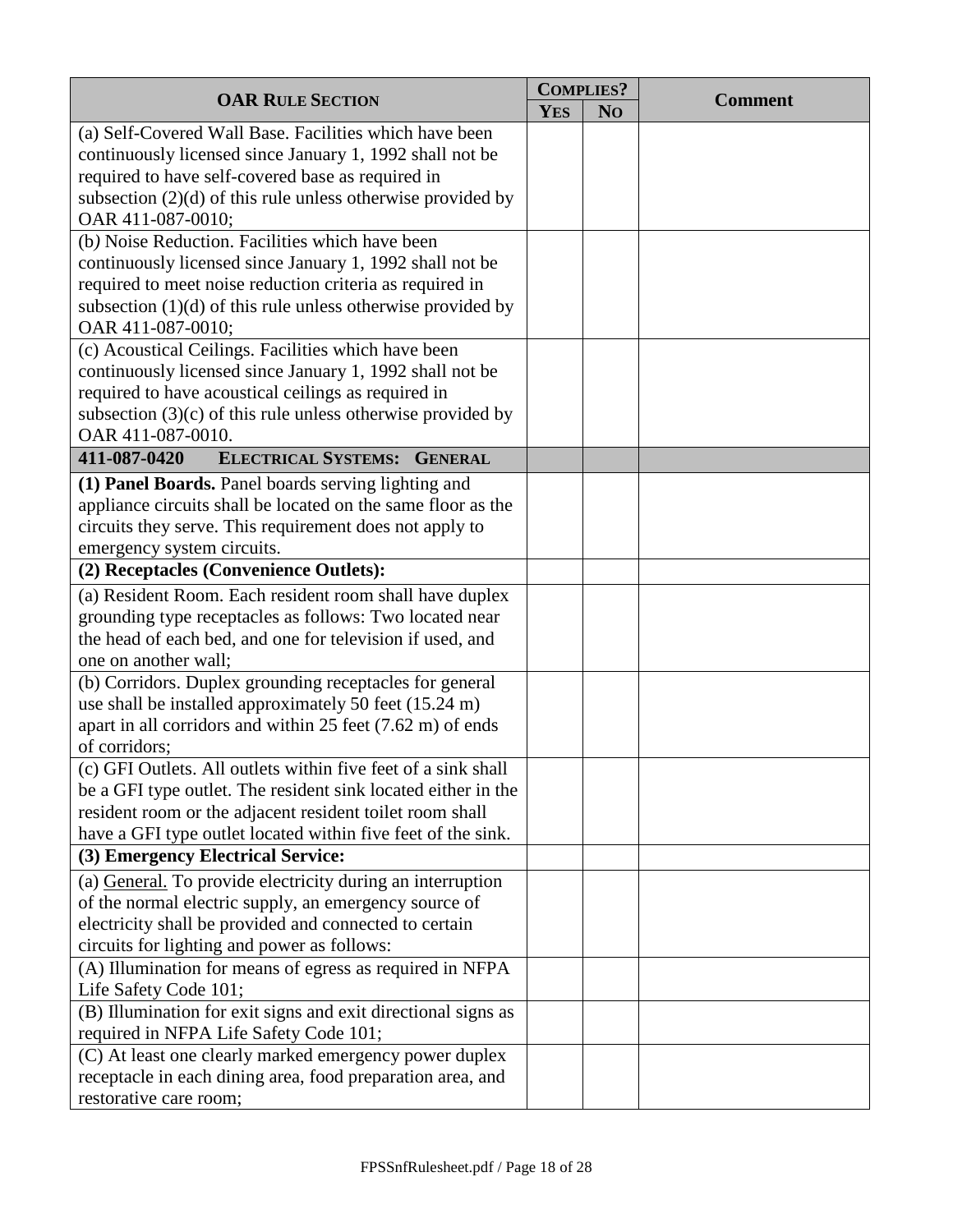| OAR Rule Section | Complies? | | Comment |
|---|---|---|---|
| | Yes | No | |
| (a) Self-Covered Wall Base. Facilities which have been continuously licensed since January 1, 1992 shall not be required to have self-covered base as required in subsection (2)(d) of this rule unless otherwise provided by OAR 411-087-0010; | | | |
| (b) Noise Reduction. Facilities which have been continuously licensed since January 1, 1992 shall not be required to meet noise reduction criteria as required in subsection (1)(d) of this rule unless otherwise provided by OAR 411-087-0010; | | | |
| (c) Acoustical Ceilings. Facilities which have been continuously licensed since January 1, 1992 shall not be required to have acoustical ceilings as required in subsection (3)(c) of this rule unless otherwise provided by OAR 411-087-0010. | | | |
| **411-087-0420 ELECTRICAL SYSTEMS: GENERAL** | | | |
| **(1) Panel Boards.** Panel boards serving lighting and appliance circuits shall be located on the same floor as the circuits they serve. This requirement does not apply to emergency system circuits. | | | |
| **(2) Receptacles (Convenience Outlets):** | | | |
| (a) Resident Room. Each resident room shall have duplex grounding type receptacles as follows: Two located near the head of each bed, and one for television if used, and one on another wall; | | | |
| (b) Corridors. Duplex grounding receptacles for general use shall be installed approximately 50 feet (15.24 m) apart in all corridors and within 25 feet (7.62 m) of ends of corridors; | | | |
| (c) GFI Outlets. All outlets within five feet of a sink shall be a GFI type outlet. The resident sink located either in the resident room or the adjacent resident toilet room shall have a GFI type outlet located within five feet of the sink. | | | |
| **(3) Emergency Electrical Service:** | | | |
| (a) General. To provide electricity during an interruption of the normal electric supply, an emergency source of electricity shall be provided and connected to certain circuits for lighting and power as follows: | | | |
| (A) Illumination for means of egress as required in NFPA Life Safety Code 101; | | | |
| (B) Illumination for exit signs and exit directional signs as required in NFPA Life Safety Code 101; | | | |
| (C) At least one clearly marked emergency power duplex receptacle in each dining area, food preparation area, and restorative care room; | | | |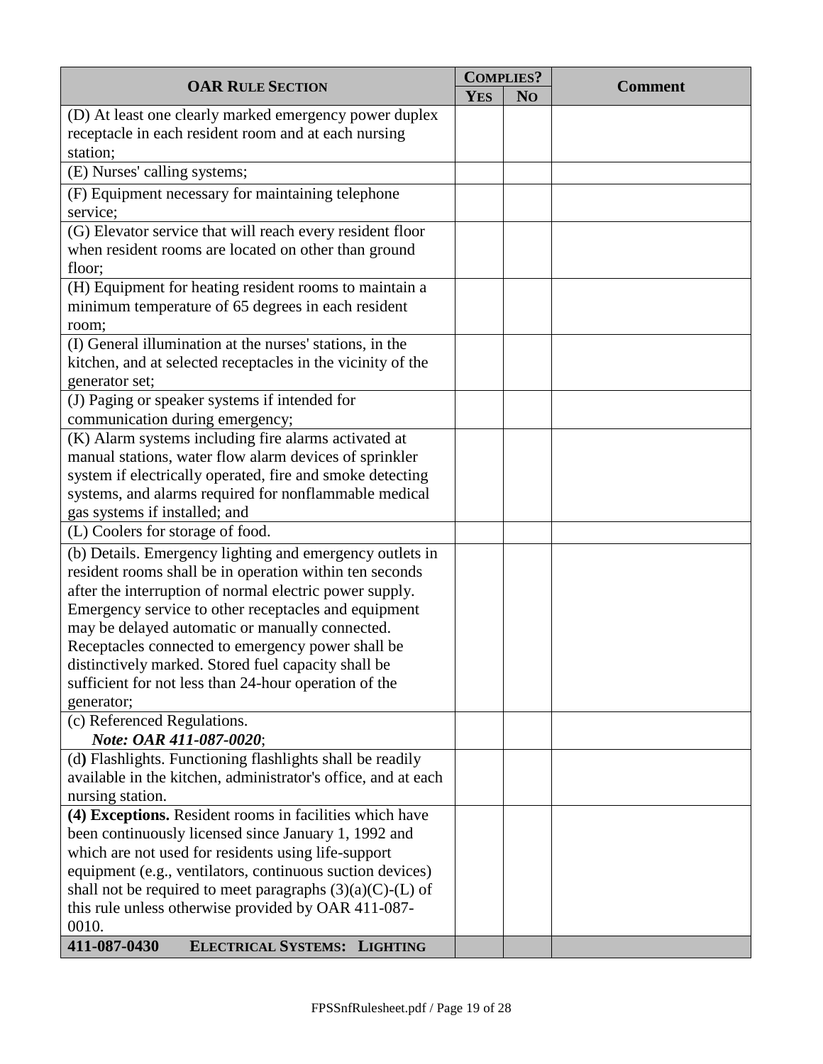| OAR RULE SECTION | COMPLIES? | | Comment |
|---|---|---|---|
| | YES | NO | |
| (D) At least one clearly marked emergency power duplex receptacle in each resident room and at each nursing station; | | | |
| (E) Nurses' calling systems; | | | |
| (F) Equipment necessary for maintaining telephone service; | | | |
| (G) Elevator service that will reach every resident floor when resident rooms are located on other than ground floor; | | | |
| (H) Equipment for heating resident rooms to maintain a minimum temperature of 65 degrees in each resident room; | | | |
| (I) General illumination at the nurses' stations, in the kitchen, and at selected receptacles in the vicinity of the generator set; | | | |
| (J) Paging or speaker systems if intended for communication during emergency; | | | |
| (K) Alarm systems including fire alarms activated at manual stations, water flow alarm devices of sprinkler system if electrically operated, fire and smoke detecting systems, and alarms required for nonflammable medical gas systems if installed; and | | | |
| (L) Coolers for storage of food. | | | |
| (b) Details. Emergency lighting and emergency outlets in resident rooms shall be in operation within ten seconds after the interruption of normal electric power supply. Emergency service to other receptacles and equipment may be delayed automatic or manually connected. Receptacles connected to emergency power shall be distinctively marked. Stored fuel capacity shall be sufficient for not less than 24-hour operation of the generator; | | | |
| (c) Referenced Regulations. ***Note: OAR 411-087-0020***; | | | |
| (d) Flashlights. Functioning flashlights shall be readily available in the kitchen, administrator's office, and at each nursing station. | | | |
| **(4) Exceptions.** Resident rooms in facilities which have been continuously licensed since January 1, 1992 and which are not used for residents using life-support equipment (e.g., ventilators, continuous suction devices) shall not be required to meet paragraphs (3)(a)(C)-(L) of this rule unless otherwise provided by OAR 411-087-0010. | | | |
| **411-087-0430 ELECTRICAL SYSTEMS: LIGHTING** | | | |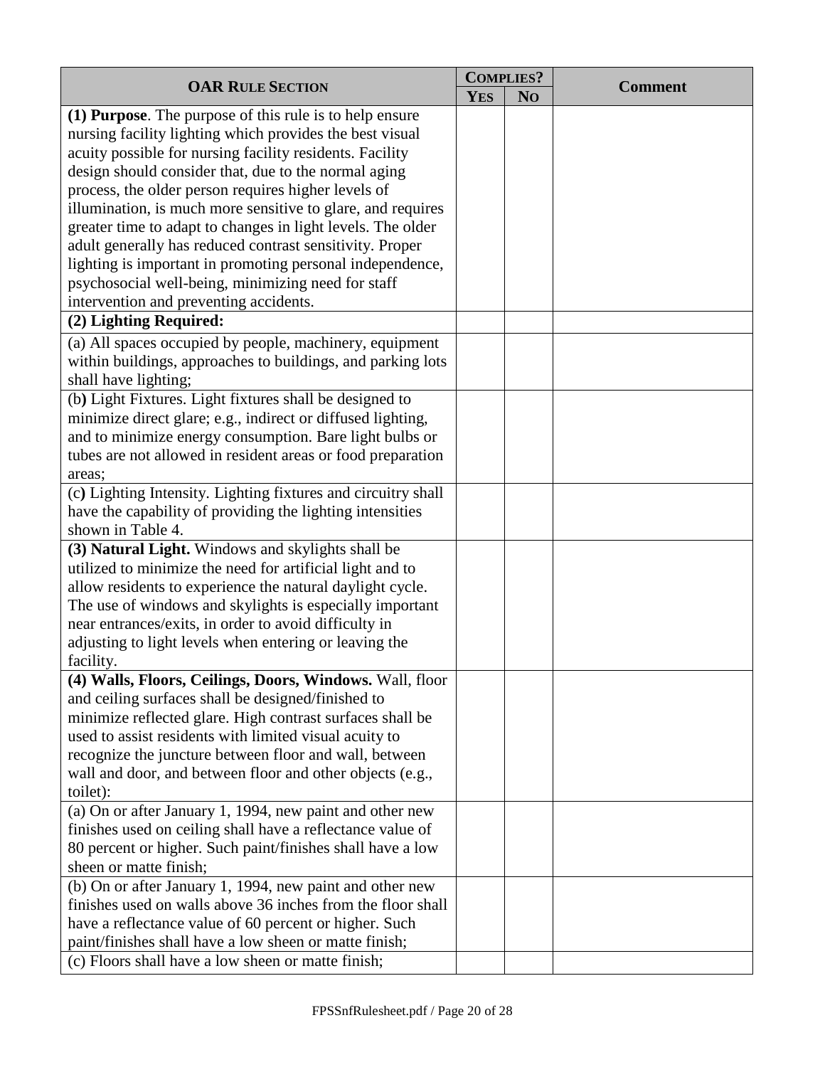| OAR RULE SECTION | COMPLIES? | | Comment |
|---|---|---|---|
| | YES | NO | |
| **(1) Purpose**. The purpose of this rule is to help ensure nursing facility lighting which provides the best visual acuity possible for nursing facility residents. Facility design should consider that, due to the normal aging process, the older person requires higher levels of illumination, is much more sensitive to glare, and requires greater time to adapt to changes in light levels. The older adult generally has reduced contrast sensitivity. Proper lighting is important in promoting personal independence, psychosocial well-being, minimizing need for staff intervention and preventing accidents. | | | |
| **(2) Lighting Required:** | | | |
| (a) All spaces occupied by people, machinery, equipment within buildings, approaches to buildings, and parking lots shall have lighting; | | | |
| (b) Light Fixtures. Light fixtures shall be designed to minimize direct glare; e.g., indirect or diffused lighting, and to minimize energy consumption. Bare light bulbs or tubes are not allowed in resident areas or food preparation areas; | | | |
| (c) Lighting Intensity. Lighting fixtures and circuitry shall have the capability of providing the lighting intensities shown in Table 4. | | | |
| **(3) Natural Light.** Windows and skylights shall be utilized to minimize the need for artificial light and to allow residents to experience the natural daylight cycle. The use of windows and skylights is especially important near entrances/exits, in order to avoid difficulty in adjusting to light levels when entering or leaving the facility. | | | |
| **(4) Walls, Floors, Ceilings, Doors, Windows.** Wall, floor and ceiling surfaces shall be designed/finished to minimize reflected glare. High contrast surfaces shall be used to assist residents with limited visual acuity to recognize the juncture between floor and wall, between wall and door, and between floor and other objects (e.g., toilet): | | | |
| (a) On or after January 1, 1994, new paint and other new finishes used on ceiling shall have a reflectance value of 80 percent or higher. Such paint/finishes shall have a low sheen or matte finish; | | | |
| (b) On or after January 1, 1994, new paint and other new finishes used on walls above 36 inches from the floor shall have a reflectance value of 60 percent or higher. Such paint/finishes shall have a low sheen or matte finish; | | | |
| (c) Floors shall have a low sheen or matte finish; | | | |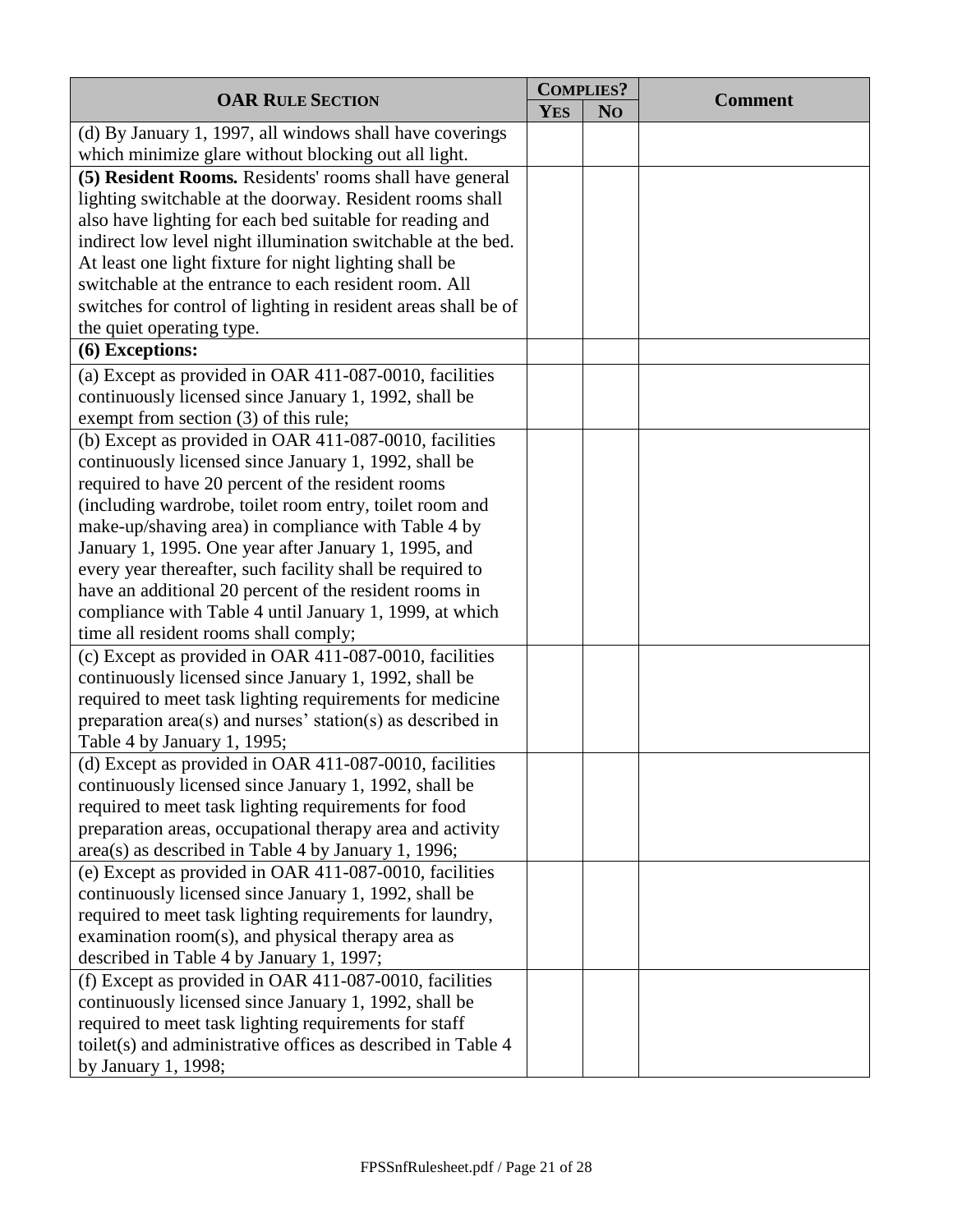| OAR Rule Section | Complies? | | Comment |
|---|---|---|---|
| | Yes | No | |
| (d) By January 1, 1997, all windows shall have coverings which minimize glare without blocking out all light. | | | |
| **(5) Resident Rooms.** Residents' rooms shall have general lighting switchable at the doorway. Resident rooms shall also have lighting for each bed suitable for reading and indirect low level night illumination switchable at the bed. At least one light fixture for night lighting shall be switchable at the entrance to each resident room. All switches for control of lighting in resident areas shall be of the quiet operating type. | | | |
| **(6) Exceptions:** | | | |
| (a) Except as provided in OAR 411-087-0010, facilities continuously licensed since January 1, 1992, shall be exempt from section (3) of this rule; | | | |
| (b) Except as provided in OAR 411-087-0010, facilities continuously licensed since January 1, 1992, shall be required to have 20 percent of the resident rooms (including wardrobe, toilet room entry, toilet room and make-up/shaving area) in compliance with Table 4 by January 1, 1995. One year after January 1, 1995, and every year thereafter, such facility shall be required to have an additional 20 percent of the resident rooms in compliance with Table 4 until January 1, 1999, at which time all resident rooms shall comply; | | | |
| (c) Except as provided in OAR 411-087-0010, facilities continuously licensed since January 1, 1992, shall be required to meet task lighting requirements for medicine preparation area(s) and nurses' station(s) as described in Table 4 by January 1, 1995; | | | |
| (d) Except as provided in OAR 411-087-0010, facilities continuously licensed since January 1, 1992, shall be required to meet task lighting requirements for food preparation areas, occupational therapy area and activity area(s) as described in Table 4 by January 1, 1996; | | | |
| (e) Except as provided in OAR 411-087-0010, facilities continuously licensed since January 1, 1992, shall be required to meet task lighting requirements for laundry, examination room(s), and physical therapy area as described in Table 4 by January 1, 1997; | | | |
| (f) Except as provided in OAR 411-087-0010, facilities continuously licensed since January 1, 1992, shall be required to meet task lighting requirements for staff toilet(s) and administrative offices as described in Table 4 by January 1, 1998; | | | |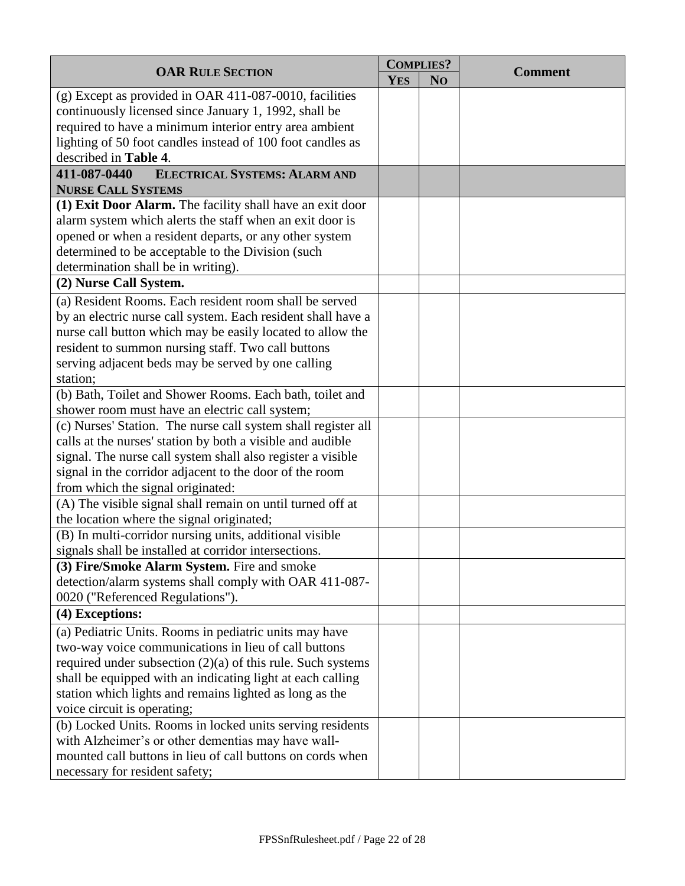| OAR Rule Section | Complies? | | Comment |
|---|---|---|---|
| | Yes | No | |
| (g) Except as provided in OAR 411-087-0010, facilities continuously licensed since January 1, 1992, shall be required to have a minimum interior entry area ambient lighting of 50 foot candles instead of 100 foot candles as described in **Table 4**. | | | |
| **411-087-0440 Electrical Systems: Alarm and Nurse Call Systems** | | | |
| **(1) Exit Door Alarm.** The facility shall have an exit door alarm system which alerts the staff when an exit door is opened or when a resident departs, or any other system determined to be acceptable to the Division (such determination shall be in writing). | | | |
| **(2) Nurse Call System.** | | | |
| (a) Resident Rooms. Each resident room shall be served by an electric nurse call system. Each resident shall have a nurse call button which may be easily located to allow the resident to summon nursing staff. Two call buttons serving adjacent beds may be served by one calling station; | | | |
| (b) Bath, Toilet and Shower Rooms. Each bath, toilet and shower room must have an electric call system; | | | |
| (c) Nurses' Station. The nurse call system shall register all calls at the nurses' station by both a visible and audible signal. The nurse call system shall also register a visible signal in the corridor adjacent to the door of the room from which the signal originated: | | | |
| (A) The visible signal shall remain on until turned off at the location where the signal originated; | | | |
| (B) In multi-corridor nursing units, additional visible signals shall be installed at corridor intersections. | | | |
| **(3) Fire/Smoke Alarm System.** Fire and smoke detection/alarm systems shall comply with OAR 411-087-0020 ("Referenced Regulations"). | | | |
| **(4) Exceptions:** | | | |
| (a) Pediatric Units. Rooms in pediatric units may have two-way voice communications in lieu of call buttons required under subsection (2)(a) of this rule. Such systems shall be equipped with an indicating light at each calling station which lights and remains lighted as long as the voice circuit is operating; | | | |
| (b) Locked Units. Rooms in locked units serving residents with Alzheimer's or other dementias may have wall-mounted call buttons in lieu of call buttons on cords when necessary for resident safety; | | | |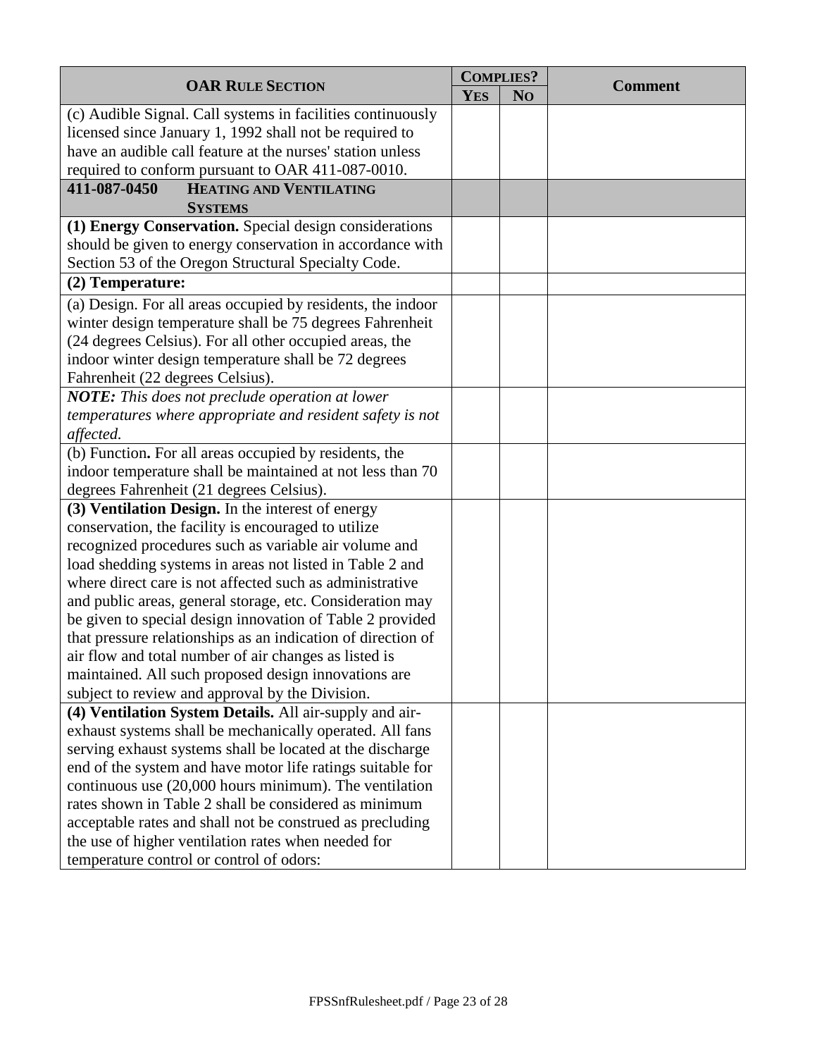| OAR Rule Section | Complies? | | Comment |
|---|---|---|---|
| | Yes | No | |
| (c) Audible Signal. Call systems in facilities continuously licensed since January 1, 1992 shall not be required to have an audible call feature at the nurses' station unless required to conform pursuant to OAR 411-087-0010. | | | |
| **411-087-0450 Heating and Ventilating Systems** | | | |
| **(1) Energy Conservation.** Special design considerations should be given to energy conservation in accordance with Section 53 of the Oregon Structural Specialty Code. | | | |
| **(2) Temperature:** | | | |
| (a) Design. For all areas occupied by residents, the indoor winter design temperature shall be 75 degrees Fahrenheit (24 degrees Celsius). For all other occupied areas, the indoor winter design temperature shall be 72 degrees Fahrenheit (22 degrees Celsius). | | | |
| ***NOTE:*** *This does not preclude operation at lower temperatures where appropriate and resident safety is not affected.* | | | |
| (b) Function**.** For all areas occupied by residents, the indoor temperature shall be maintained at not less than 70 degrees Fahrenheit (21 degrees Celsius). | | | |
| **(3) Ventilation Design.** In the interest of energy conservation, the facility is encouraged to utilize recognized procedures such as variable air volume and load shedding systems in areas not listed in Table 2 and where direct care is not affected such as administrative and public areas, general storage, etc. Consideration may be given to special design innovation of Table 2 provided that pressure relationships as an indication of direction of air flow and total number of air changes as listed is maintained. All such proposed design innovations are subject to review and approval by the Division. | | | |
| **(4) Ventilation System Details.** All air-supply and air-exhaust systems shall be mechanically operated. All fans serving exhaust systems shall be located at the discharge end of the system and have motor life ratings suitable for continuous use (20,000 hours minimum). The ventilation rates shown in Table 2 shall be considered as minimum acceptable rates and shall not be construed as precluding the use of higher ventilation rates when needed for temperature control or control of odors: | | | |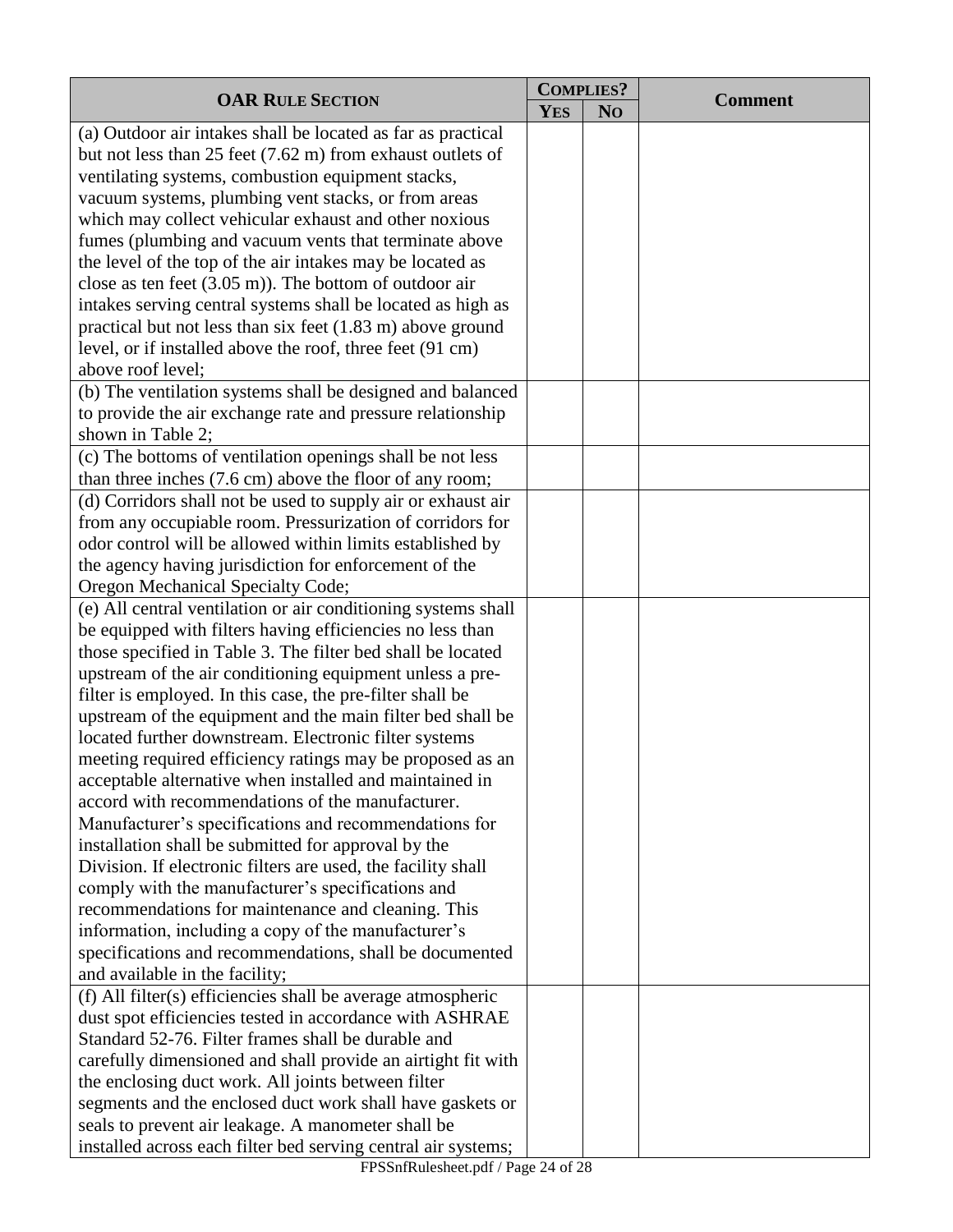| OAR Rule Section | Complies? | | Comment |
|---|---|---|---|
| | Yes | No | |
| (a) Outdoor air intakes shall be located as far as practical but not less than 25 feet (7.62 m) from exhaust outlets of ventilating systems, combustion equipment stacks, vacuum systems, plumbing vent stacks, or from areas which may collect vehicular exhaust and other noxious fumes (plumbing and vacuum vents that terminate above the level of the top of the air intakes may be located as close as ten feet (3.05 m)). The bottom of outdoor air intakes serving central systems shall be located as high as practical but not less than six feet (1.83 m) above ground level, or if installed above the roof, three feet (91 cm) above roof level; | | | |
| (b) The ventilation systems shall be designed and balanced to provide the air exchange rate and pressure relationship shown in Table 2; | | | |
| (c) The bottoms of ventilation openings shall be not less than three inches (7.6 cm) above the floor of any room; | | | |
| (d) Corridors shall not be used to supply air or exhaust air from any occupiable room. Pressurization of corridors for odor control will be allowed within limits established by the agency having jurisdiction for enforcement of the Oregon Mechanical Specialty Code; | | | |
| (e) All central ventilation or air conditioning systems shall be equipped with filters having efficiencies no less than those specified in Table 3. The filter bed shall be located upstream of the air conditioning equipment unless a pre-filter is employed. In this case, the pre-filter shall be upstream of the equipment and the main filter bed shall be located further downstream. Electronic filter systems meeting required efficiency ratings may be proposed as an acceptable alternative when installed and maintained in accord with recommendations of the manufacturer. Manufacturer's specifications and recommendations for installation shall be submitted for approval by the Division. If electronic filters are used, the facility shall comply with the manufacturer's specifications and recommendations for maintenance and cleaning. This information, including a copy of the manufacturer's specifications and recommendations, shall be documented and available in the facility; | | | |
| (f) All filter(s) efficiencies shall be average atmospheric dust spot efficiencies tested in accordance with ASHRAE Standard 52-76. Filter frames shall be durable and carefully dimensioned and shall provide an airtight fit with the enclosing duct work. All joints between filter segments and the enclosed duct work shall have gaskets or seals to prevent air leakage. A manometer shall be installed across each filter bed serving central air systems; | | | |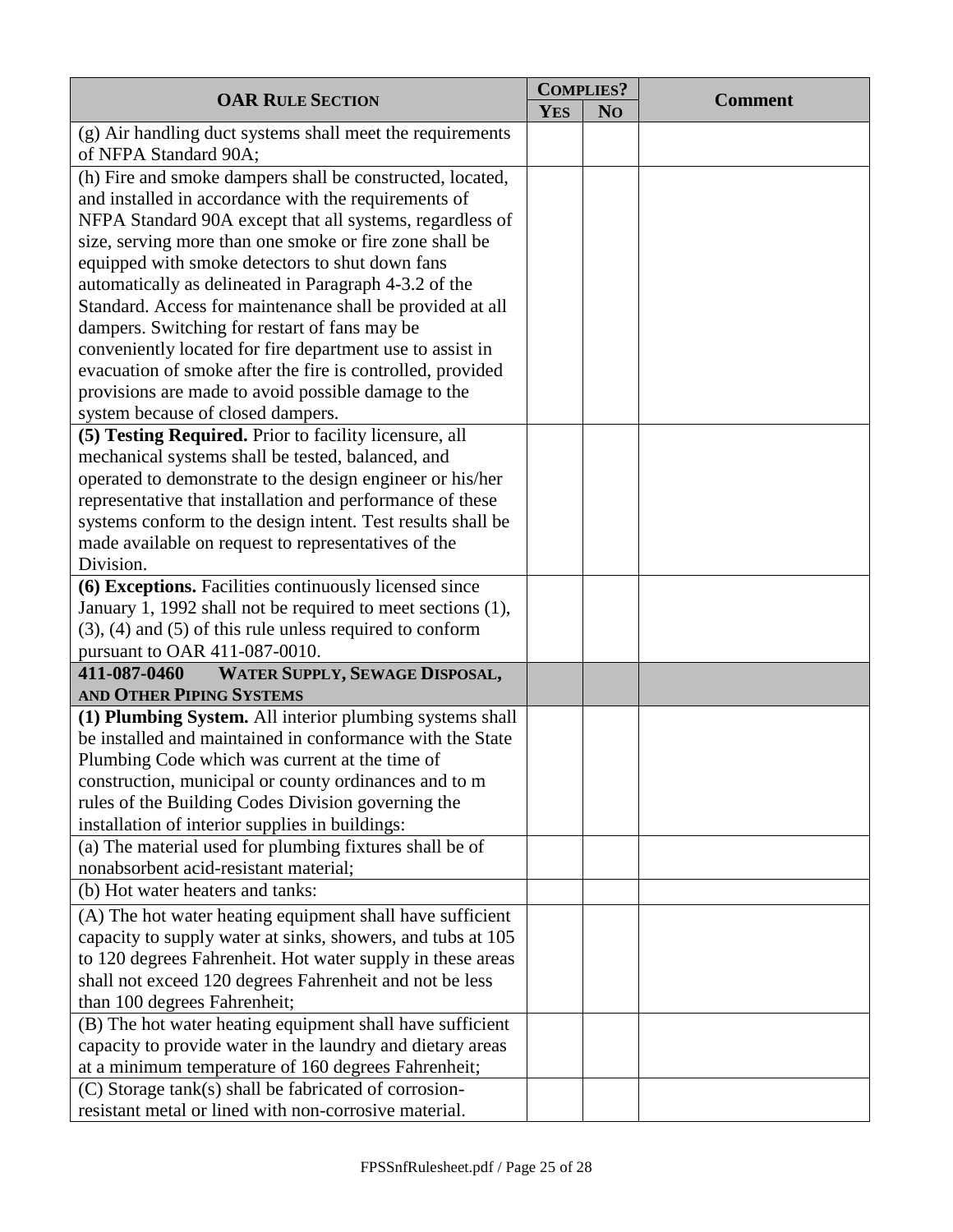| OAR RULE SECTION | COMPLIES? | | Comment |
|---|---|---|---|
| | YES | NO | |
| (g) Air handling duct systems shall meet the requirements of NFPA Standard 90A; | | | |
| (h) Fire and smoke dampers shall be constructed, located, and installed in accordance with the requirements of NFPA Standard 90A except that all systems, regardless of size, serving more than one smoke or fire zone shall be equipped with smoke detectors to shut down fans automatically as delineated in Paragraph 4-3.2 of the Standard. Access for maintenance shall be provided at all dampers. Switching for restart of fans may be conveniently located for fire department use to assist in evacuation of smoke after the fire is controlled, provided provisions are made to avoid possible damage to the system because of closed dampers. | | | |
| **(5) Testing Required.** Prior to facility licensure, all mechanical systems shall be tested, balanced, and operated to demonstrate to the design engineer or his/her representative that installation and performance of these systems conform to the design intent. Test results shall be made available on request to representatives of the Division. | | | |
| **(6) Exceptions.** Facilities continuously licensed since January 1, 1992 shall not be required to meet sections (1), (3), (4) and (5) of this rule unless required to conform pursuant to OAR 411-087-0010. | | | |
| **411-087-0460 WATER SUPPLY, SEWAGE DISPOSAL, AND OTHER PIPING SYSTEMS** | | | |
| **(1) Plumbing System.** All interior plumbing systems shall be installed and maintained in conformance with the State Plumbing Code which was current at the time of construction, municipal or county ordinances and to m rules of the Building Codes Division governing the installation of interior supplies in buildings: | | | |
| (a) The material used for plumbing fixtures shall be of nonabsorbent acid-resistant material; | | | |
| (b) Hot water heaters and tanks: | | | |
| (A) The hot water heating equipment shall have sufficient capacity to supply water at sinks, showers, and tubs at 105 to 120 degrees Fahrenheit. Hot water supply in these areas shall not exceed 120 degrees Fahrenheit and not be less than 100 degrees Fahrenheit; | | | |
| (B) The hot water heating equipment shall have sufficient capacity to provide water in the laundry and dietary areas at a minimum temperature of 160 degrees Fahrenheit; | | | |
| (C) Storage tank(s) shall be fabricated of corrosion-resistant metal or lined with non-corrosive material. | | | |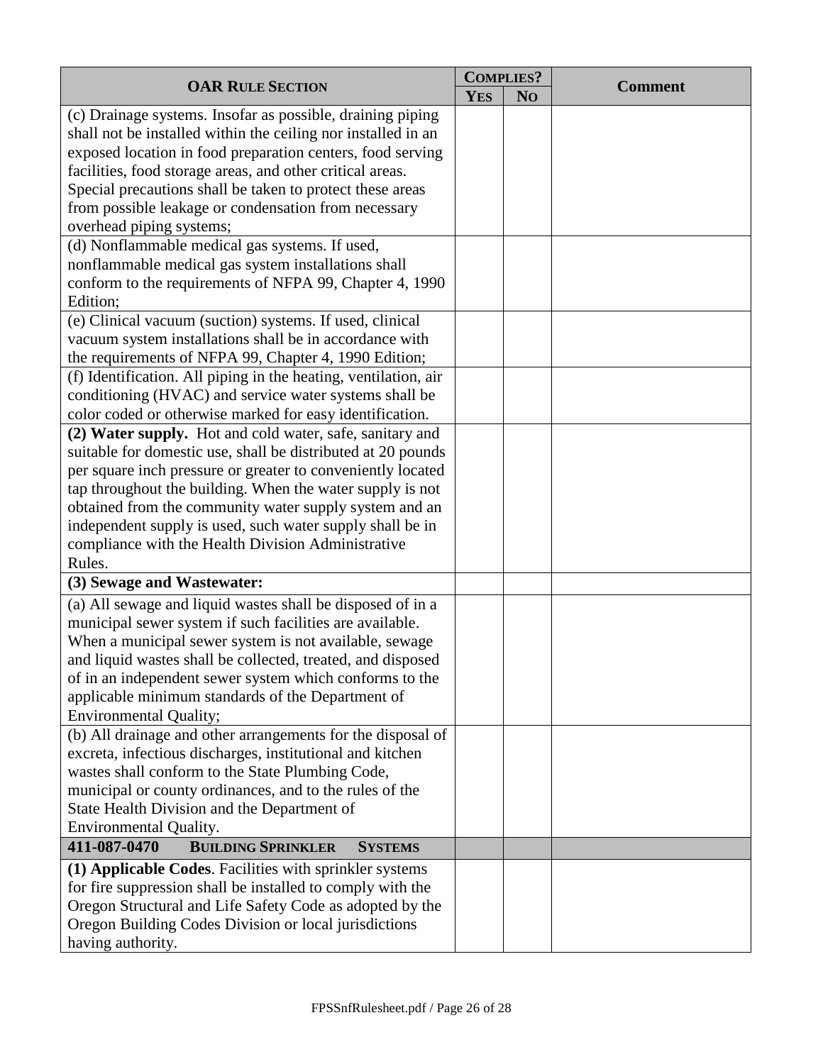| OAR Rule Section | Complies? | | Comment |
|---|---|---|---|
| | Yes | No | |
| (c) Drainage systems. Insofar as possible, draining piping shall not be installed within the ceiling nor installed in an exposed location in food preparation centers, food serving facilities, food storage areas, and other critical areas. Special precautions shall be taken to protect these areas from possible leakage or condensation from necessary overhead piping systems; | | | |
| (d) Nonflammable medical gas systems. If used, nonflammable medical gas system installations shall conform to the requirements of NFPA 99, Chapter 4, 1990 Edition; | | | |
| (e) Clinical vacuum (suction) systems. If used, clinical vacuum system installations shall be in accordance with the requirements of NFPA 99, Chapter 4, 1990 Edition; | | | |
| (f) Identification. All piping in the heating, ventilation, air conditioning (HVAC) and service water systems shall be color coded or otherwise marked for easy identification. | | | |
| **(2) Water supply.** Hot and cold water, safe, sanitary and suitable for domestic use, shall be distributed at 20 pounds per square inch pressure or greater to conveniently located tap throughout the building. When the water supply is not obtained from the community water supply system and an independent supply is used, such water supply shall be in compliance with the Health Division Administrative Rules. | | | |
| **(3) Sewage and Wastewater:** | | | |
| (a) All sewage and liquid wastes shall be disposed of in a municipal sewer system if such facilities are available. When a municipal sewer system is not available, sewage and liquid wastes shall be collected, treated, and disposed of in an independent sewer system which conforms to the applicable minimum standards of the Department of Environmental Quality; | | | |
| (b) All drainage and other arrangements for the disposal of excreta, infectious discharges, institutional and kitchen wastes shall conform to the State Plumbing Code, municipal or county ordinances, and to the rules of the State Health Division and the Department of Environmental Quality. | | | |
| **411-087-0470 Building Sprinkler Systems** | | | |
| **(1) Applicable Codes**. Facilities with sprinkler systems for fire suppression shall be installed to comply with the Oregon Structural and Life Safety Code as adopted by the Oregon Building Codes Division or local jurisdictions having authority. | | | |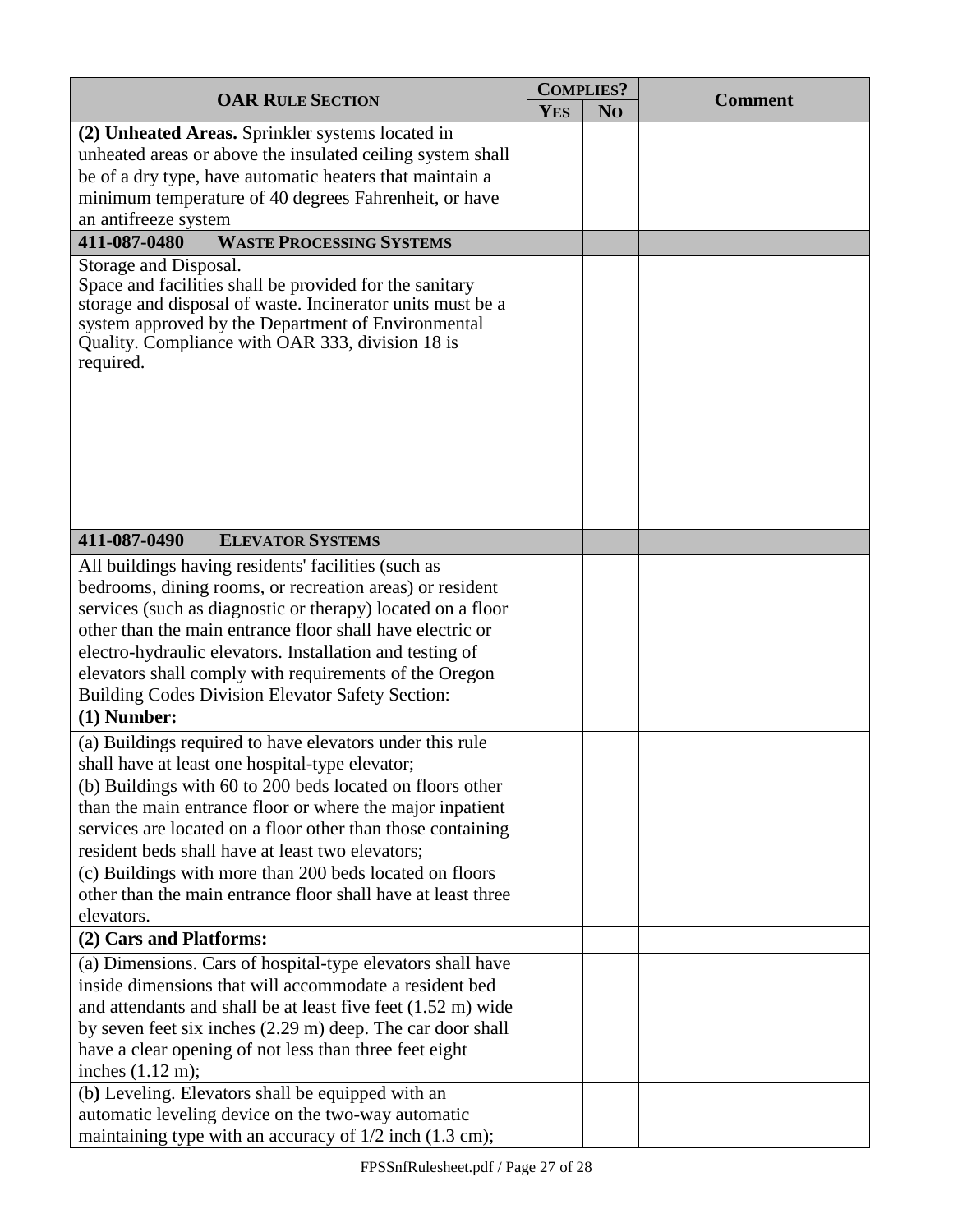| OAR RULE SECTION | COMPLIES? | | Comment |
|---|---|---|---|
| | YES | NO | |
| **(2) Unheated Areas.** Sprinkler systems located in unheated areas or above the insulated ceiling system shall be of a dry type, have automatic heaters that maintain a minimum temperature of 40 degrees Fahrenheit, or have an antifreeze system | | | |
| **411-087-0480 WASTE PROCESSING SYSTEMS** | | | |
| Storage and Disposal. Space and facilities shall be provided for the sanitary storage and disposal of waste. Incinerator units must be a system approved by the Department of Environmental Quality. Compliance with OAR 333, division 18 is required. | | | |
| **411-087-0490 ELEVATOR SYSTEMS** | | | |
| All buildings having residents' facilities (such as bedrooms, dining rooms, or recreation areas) or resident services (such as diagnostic or therapy) located on a floor other than the main entrance floor shall have electric or electro-hydraulic elevators. Installation and testing of elevators shall comply with requirements of the Oregon Building Codes Division Elevator Safety Section: | | | |
| **(1) Number:** | | | |
| (a) Buildings required to have elevators under this rule shall have at least one hospital-type elevator; | | | |
| (b) Buildings with 60 to 200 beds located on floors other than the main entrance floor or where the major inpatient services are located on a floor other than those containing resident beds shall have at least two elevators; | | | |
| (c) Buildings with more than 200 beds located on floors other than the main entrance floor shall have at least three elevators. | | | |
| **(2) Cars and Platforms:** | | | |
| (a) Dimensions. Cars of hospital-type elevators shall have inside dimensions that will accommodate a resident bed and attendants and shall be at least five feet (1.52 m) wide by seven feet six inches (2.29 m) deep. The car door shall have a clear opening of not less than three feet eight inches (1.12 m); | | | |
| (b) Leveling. Elevators shall be equipped with an automatic leveling device on the two-way automatic maintaining type with an accuracy of 1/2 inch (1.3 cm); | | | |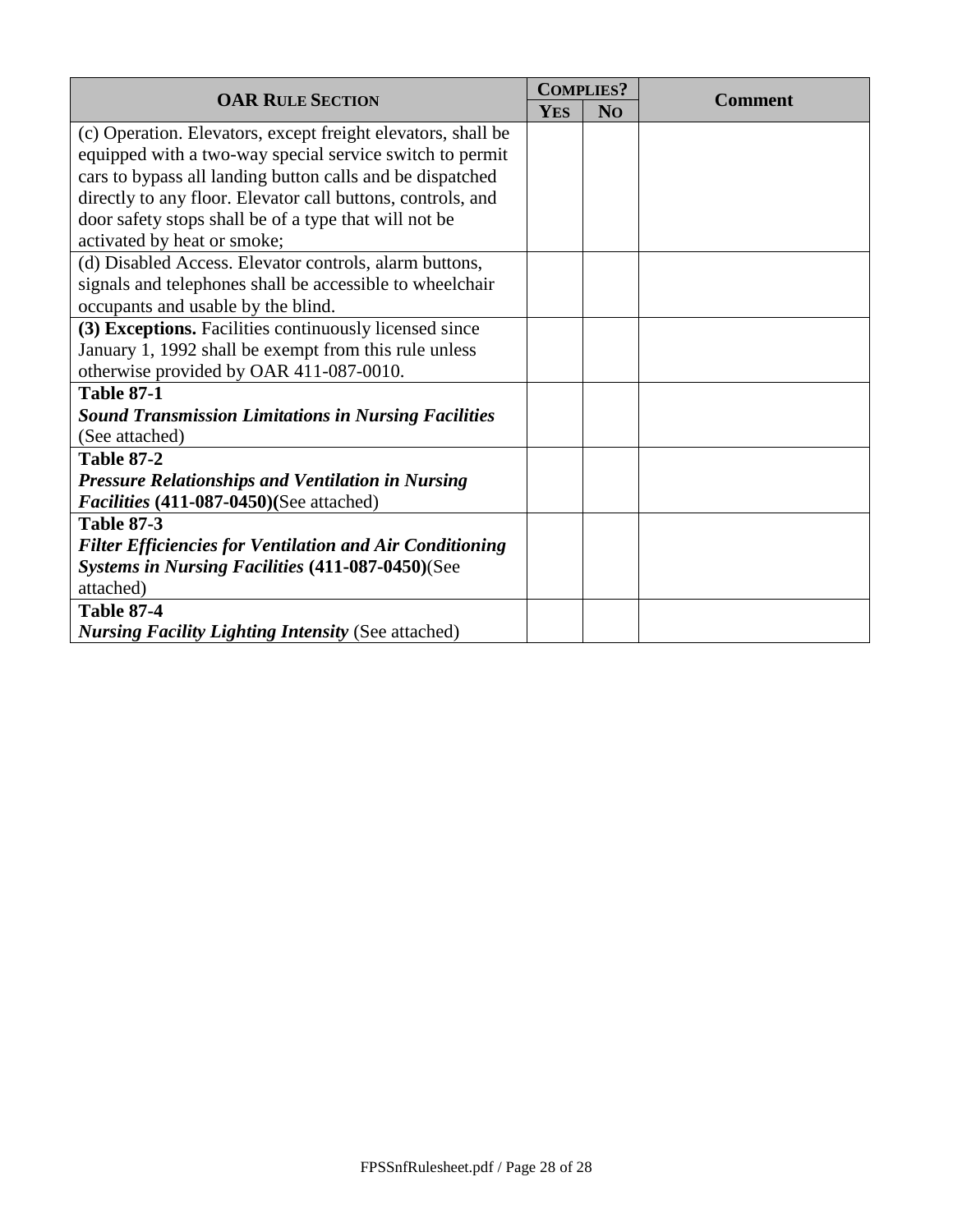| OAR RULE SECTION | COMPLIES? | | Comment |
|---|---|---|---|
| | YES | NO | |
| (c) Operation. Elevators, except freight elevators, shall be equipped with a two-way special service switch to permit cars to bypass all landing button calls and be dispatched directly to any floor. Elevator call buttons, controls, and door safety stops shall be of a type that will not be activated by heat or smoke; | | | |
| (d) Disabled Access. Elevator controls, alarm buttons, signals and telephones shall be accessible to wheelchair occupants and usable by the blind. | | | |
| **(3) Exceptions.** Facilities continuously licensed since January 1, 1992 shall be exempt from this rule unless otherwise provided by OAR 411-087-0010. | | | |
| **Table 87-1** ***Sound Transmission Limitations in Nursing Facilities*** (See attached) | | | |
| **Table 87-2** ***Pressure Relationships and Ventilation in Nursing Facilities*** **(411-087-0450)**(See attached) | | | |
| **Table 87-3** ***Filter Efficiencies for Ventilation and Air Conditioning Systems in Nursing Facilities*** **(411-087-0450)**(See attached) | | | |
| **Table 87-4** ***Nursing Facility Lighting Intensity*** (See attached) | | | |